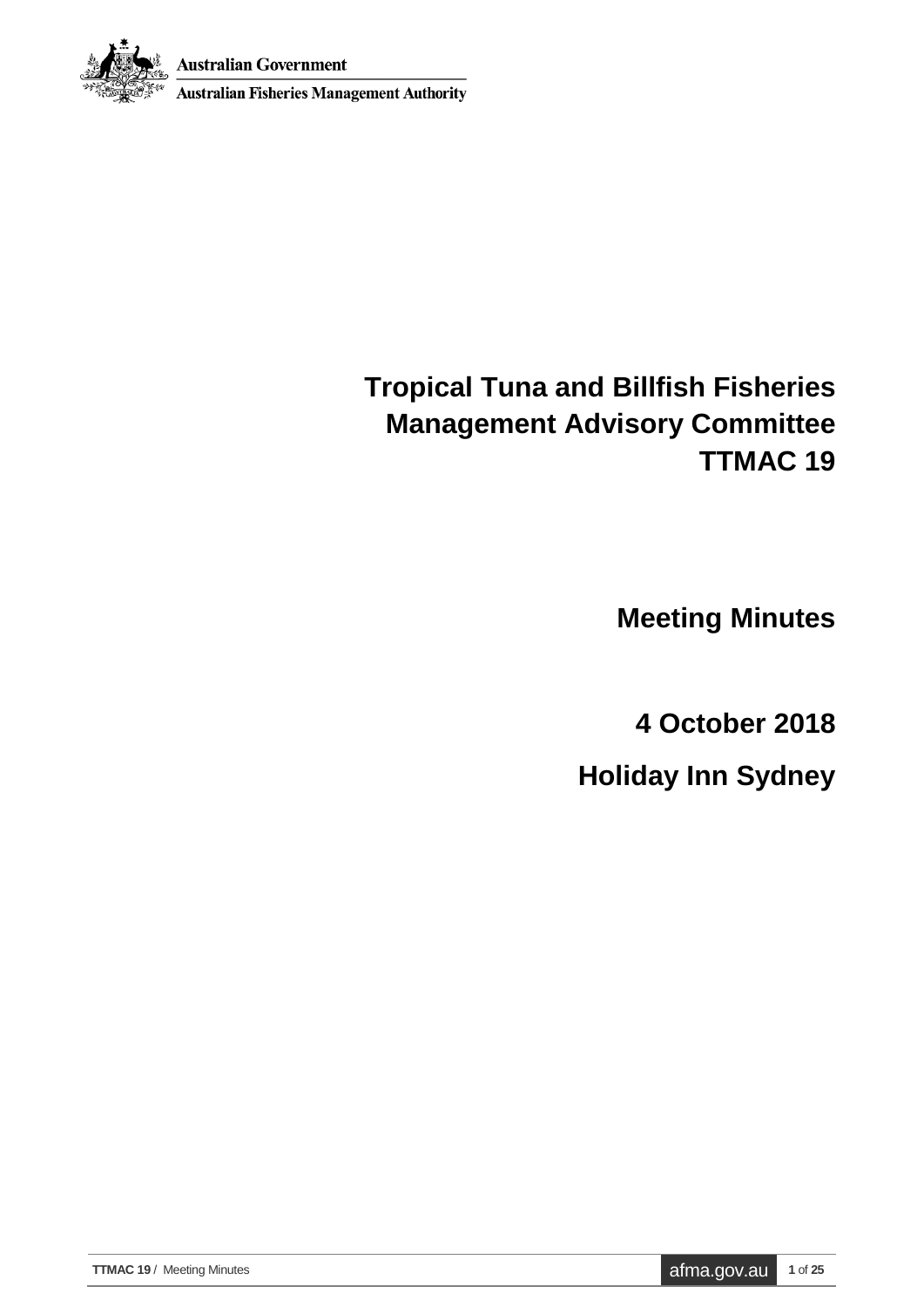Australian Government

Australian Fisheries Management Authority

# Tropical Tuna and Billfish Fisheries Management Advisory Committee TTMAC 19

## Meeting Minutes

## 4 October 2018

## Holiday Inn Sydney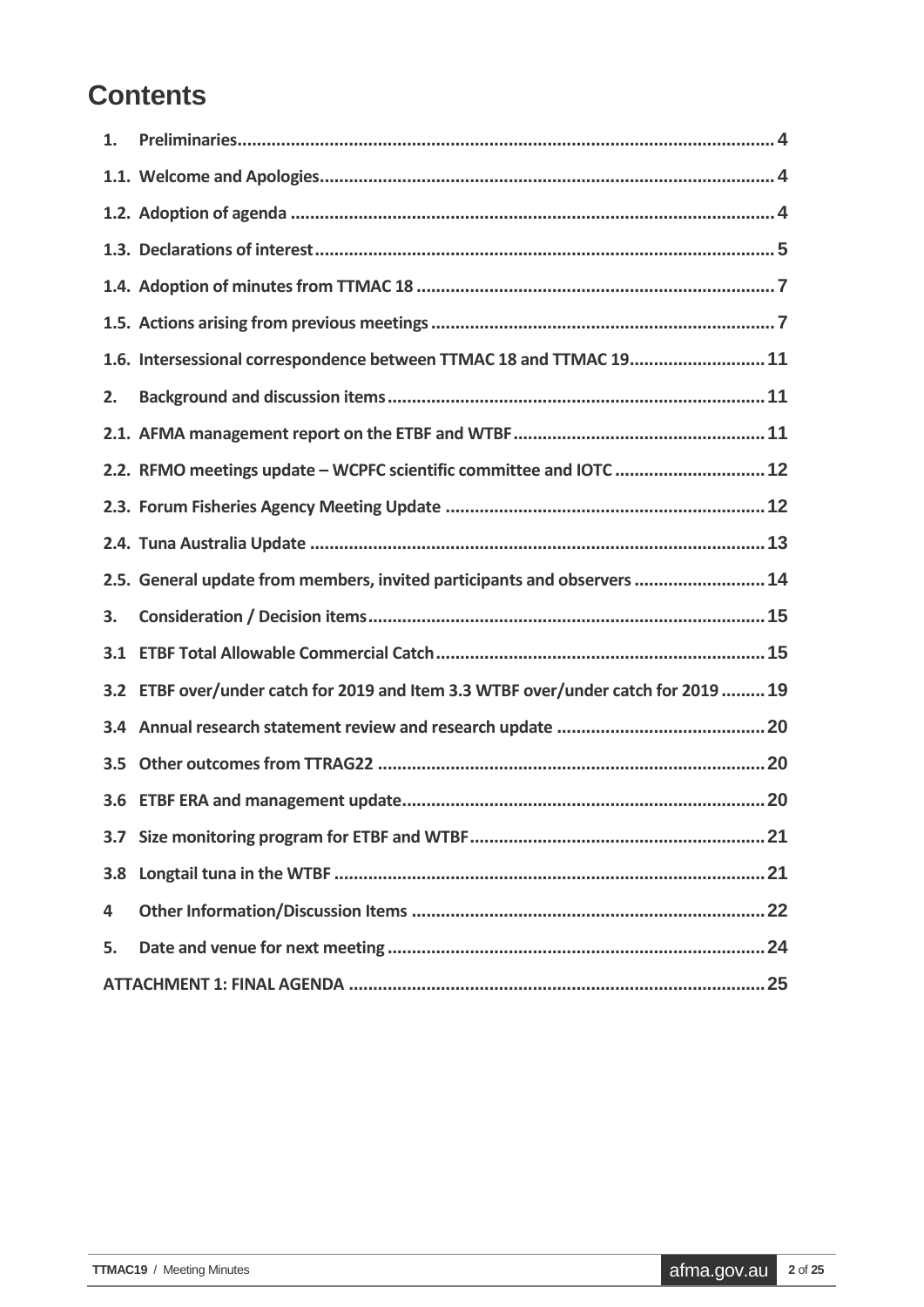# Contents

| | | |
|---|---|---|
| 1. | Preliminaries | 4 |
| 1.1. | Welcome and Apologies | 4 |
| 1.2. | Adoption of agenda | 4 |
| 1.3. | Declarations of interest | 5 |
| 1.4. | Adoption of minutes from TTMAC 18 | 7 |
| 1.5. | Actions arising from previous meetings | 7 |
| 1.6. | Intersessional correspondence between TTMAC 18 and TTMAC 19 | 11 |
| 2. | Background and discussion items | 11 |
| 2.1. | AFMA management report on the ETBF and WTBF | 11 |
| 2.2. | RFMO meetings update – WCPFC scientific committee and IOTC | 12 |
| 2.3. | Forum Fisheries Agency Meeting Update | 12 |
| 2.4. | Tuna Australia Update | 13 |
| 2.5. | General update from members, invited participants and observers | 14 |
| 3. | Consideration / Decision items | 15 |
| 3.1 | ETBF Total Allowable Commercial Catch | 15 |
| 3.2 | ETBF over/under catch for 2019 and Item 3.3 WTBF over/under catch for 2019 | 19 |
| 3.4 | Annual research statement review and research update | 20 |
| 3.5 | Other outcomes from TTRAG22 | 20 |
| 3.6 | ETBF ERA and management update | 20 |
| 3.7 | Size monitoring program for ETBF and WTBF | 21 |
| 3.8 | Longtail tuna in the WTBF | 21 |
| 4 | Other Information/Discussion Items | 22 |
| 5. | Date and venue for next meeting | 24 |
| | ATTACHMENT 1: FINAL AGENDA | 25 |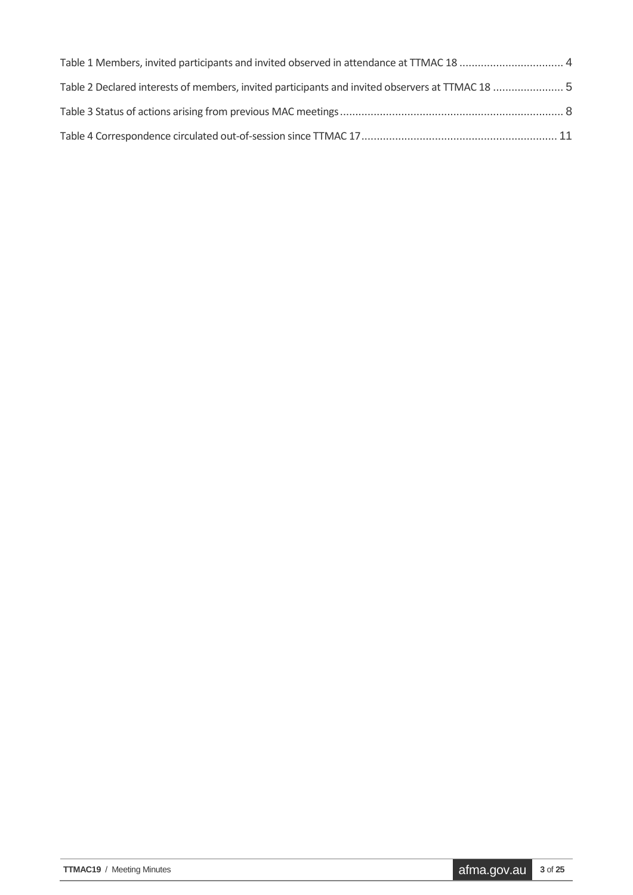Table 1 Members, invited participants and invited observed in attendance at TTMAC 18 .................................. 4

Table 2 Declared interests of members, invited participants and invited observers at TTMAC 18 ....................... 5

Table 3 Status of actions arising from previous MAC meetings ........................................................................ 8

Table 4 Correspondence circulated out-of-session since TTMAC 17 ................................................................ 11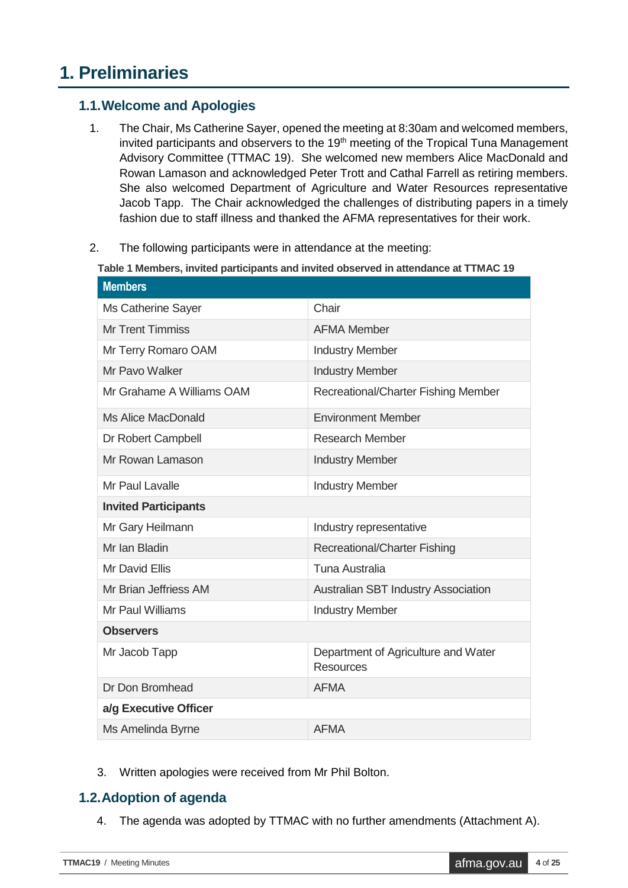# 1. Preliminaries

## 1.1. Welcome and Apologies

1. The Chair, Ms Catherine Sayer, opened the meeting at 8:30am and welcomed members, invited participants and observers to the 19th meeting of the Tropical Tuna Management Advisory Committee (TTMAC 19). She welcomed new members Alice MacDonald and Rowan Lamason and acknowledged Peter Trott and Cathal Farrell as retiring members. She also welcomed Department of Agriculture and Water Resources representative Jacob Tapp. The Chair acknowledged the challenges of distributing papers in a timely fashion due to staff illness and thanked the AFMA representatives for their work.

2. The following participants were in attendance at the meeting:

**Table 1 Members, invited participants and invited observed in attendance at TTMAC 19**

| **Members** | |
|---|---|
| Ms Catherine Sayer | Chair |
| Mr Trent Timmiss | AFMA Member |
| Mr Terry Romaro OAM | Industry Member |
| Mr Pavo Walker | Industry Member |
| Mr Grahame A Williams OAM | Recreational/Charter Fishing Member |
| Ms Alice MacDonald | Environment Member |
| Dr Robert Campbell | Research Member |
| Mr Rowan Lamason | Industry Member |
| Mr Paul Lavalle | Industry Member |
| **Invited Participants** | |
| Mr Gary Heilmann | Industry representative |
| Mr Ian Bladin | Recreational/Charter Fishing |
| Mr David Ellis | Tuna Australia |
| Mr Brian Jeffriess AM | Australian SBT Industry Association |
| Mr Paul Williams | Industry Member |
| **Observers** | |
| Mr Jacob Tapp | Department of Agriculture and Water Resources |
| Dr Don Bromhead | AFMA |
| **a/g Executive Officer** | |
| Ms Amelinda Byrne | AFMA |

3. Written apologies were received from Mr Phil Bolton.

## 1.2. Adoption of agenda

4. The agenda was adopted by TTMAC with no further amendments (Attachment A).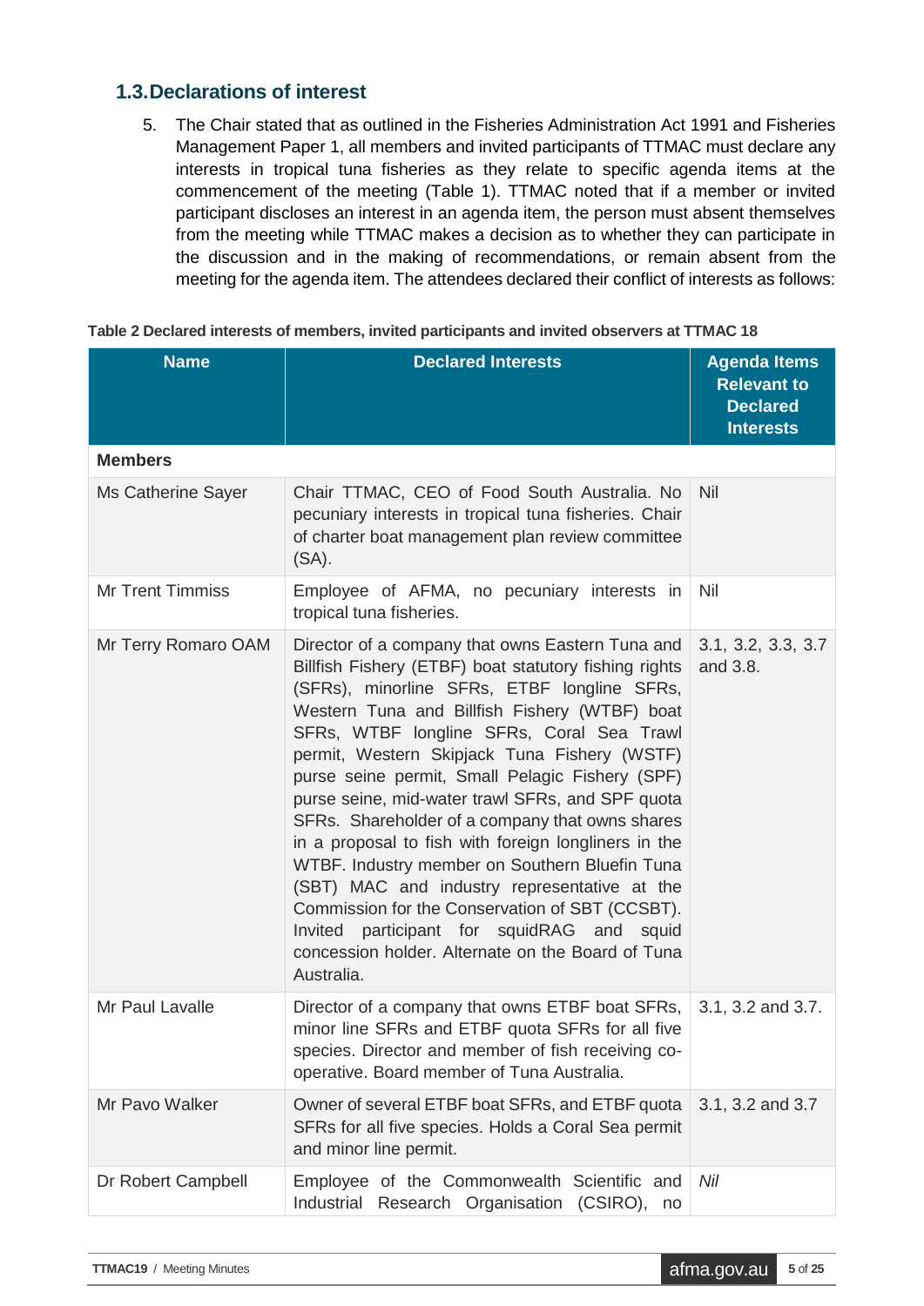## 1.3. Declarations of interest

5. The Chair stated that as outlined in the Fisheries Administration Act 1991 and Fisheries Management Paper 1, all members and invited participants of TTMAC must declare any interests in tropical tuna fisheries as they relate to specific agenda items at the commencement of the meeting (Table 1). TTMAC noted that if a member or invited participant discloses an interest in an agenda item, the person must absent themselves from the meeting while TTMAC makes a decision as to whether they can participate in the discussion and in the making of recommendations, or remain absent from the meeting for the agenda item. The attendees declared their conflict of interests as follows:

**Table 2 Declared interests of members, invited participants and invited observers at TTMAC 18**

| Name | Declared Interests | Agenda Items Relevant to Declared Interests |
|---|---|---|
| **Members** | | |
| Ms Catherine Sayer | Chair TTMAC, CEO of Food South Australia. No pecuniary interests in tropical tuna fisheries. Chair of charter boat management plan review committee (SA). | Nil |
| Mr Trent Timmiss | Employee of AFMA, no pecuniary interests in tropical tuna fisheries. | Nil |
| Mr Terry Romaro OAM | Director of a company that owns Eastern Tuna and Billfish Fishery (ETBF) boat statutory fishing rights (SFRs), minorline SFRs, ETBF longline SFRs, Western Tuna and Billfish Fishery (WTBF) boat SFRs, WTBF longline SFRs, Coral Sea Trawl permit, Western Skipjack Tuna Fishery (WSTF) purse seine permit, Small Pelagic Fishery (SPF) purse seine, mid-water trawl SFRs, and SPF quota SFRs. Shareholder of a company that owns shares in a proposal to fish with foreign longliners in the WTBF. Industry member on Southern Bluefin Tuna (SBT) MAC and industry representative at the Commission for the Conservation of SBT (CCSBT). Invited participant for squidRAG and squid concession holder. Alternate on the Board of Tuna Australia. | 3.1, 3.2, 3.3, 3.7 and 3.8. |
| Mr Paul Lavalle | Director of a company that owns ETBF boat SFRs, minor line SFRs and ETBF quota SFRs for all five species. Director and member of fish receiving co-operative. Board member of Tuna Australia. | 3.1, 3.2 and 3.7. |
| Mr Pavo Walker | Owner of several ETBF boat SFRs, and ETBF quota SFRs for all five species. Holds a Coral Sea permit and minor line permit. | 3.1, 3.2 and 3.7 |
| Dr Robert Campbell | Employee of the Commonwealth Scientific and Industrial Research Organisation (CSIRO), no | *Nil* |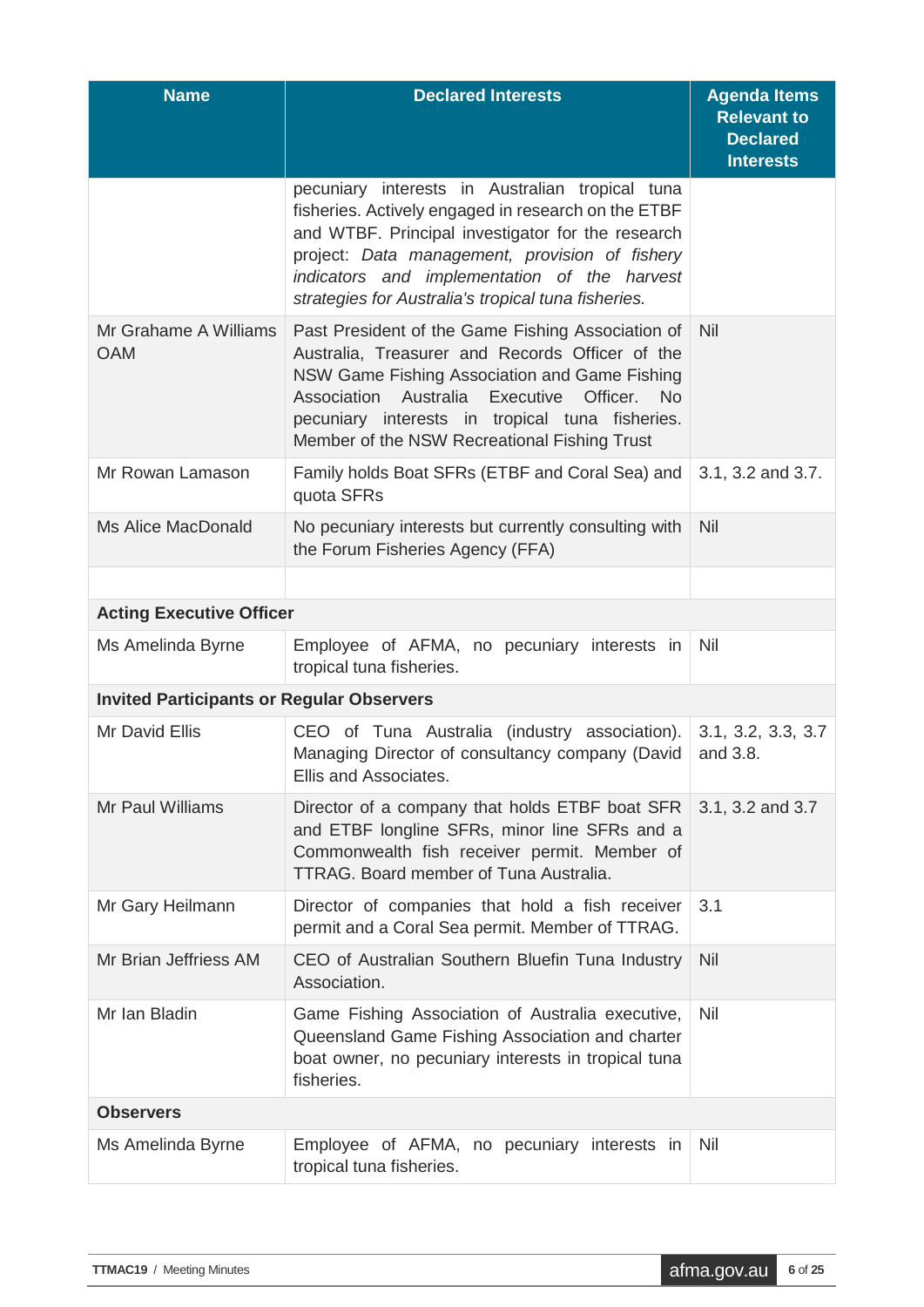| Name | Declared Interests | Agenda Items Relevant to Declared Interests |
|---|---|---|
| | pecuniary interests in Australian tropical tuna fisheries. Actively engaged in research on the ETBF and WTBF. Principal investigator for the research project: *Data management, provision of fishery indicators and implementation of the harvest strategies for Australia's tropical tuna fisheries.* | |
| Mr Grahame A Williams OAM | Past President of the Game Fishing Association of Australia, Treasurer and Records Officer of the NSW Game Fishing Association and Game Fishing Association Australia Executive Officer. No pecuniary interests in tropical tuna fisheries. Member of the NSW Recreational Fishing Trust | Nil |
| Mr Rowan Lamason | Family holds Boat SFRs (ETBF and Coral Sea) and quota SFRs | 3.1, 3.2 and 3.7. |
| Ms Alice MacDonald | No pecuniary interests but currently consulting with the Forum Fisheries Agency (FFA) | Nil |
| | | |
| **Acting Executive Officer** | | |
| Ms Amelinda Byrne | Employee of AFMA, no pecuniary interests in tropical tuna fisheries. | Nil |
| **Invited Participants or Regular Observers** | | |
| Mr David Ellis | CEO of Tuna Australia (industry association). Managing Director of consultancy company (David Ellis and Associates. | 3.1, 3.2, 3.3, 3.7 and 3.8. |
| Mr Paul Williams | Director of a company that holds ETBF boat SFR and ETBF longline SFRs, minor line SFRs and a Commonwealth fish receiver permit. Member of TTRAG. Board member of Tuna Australia. | 3.1, 3.2 and 3.7 |
| Mr Gary Heilmann | Director of companies that hold a fish receiver permit and a Coral Sea permit. Member of TTRAG. | 3.1 |
| Mr Brian Jeffriess AM | CEO of Australian Southern Bluefin Tuna Industry Association. | Nil |
| Mr Ian Bladin | Game Fishing Association of Australia executive, Queensland Game Fishing Association and charter boat owner, no pecuniary interests in tropical tuna fisheries. | Nil |
| **Observers** | | |
| Ms Amelinda Byrne | Employee of AFMA, no pecuniary interests in tropical tuna fisheries. | Nil |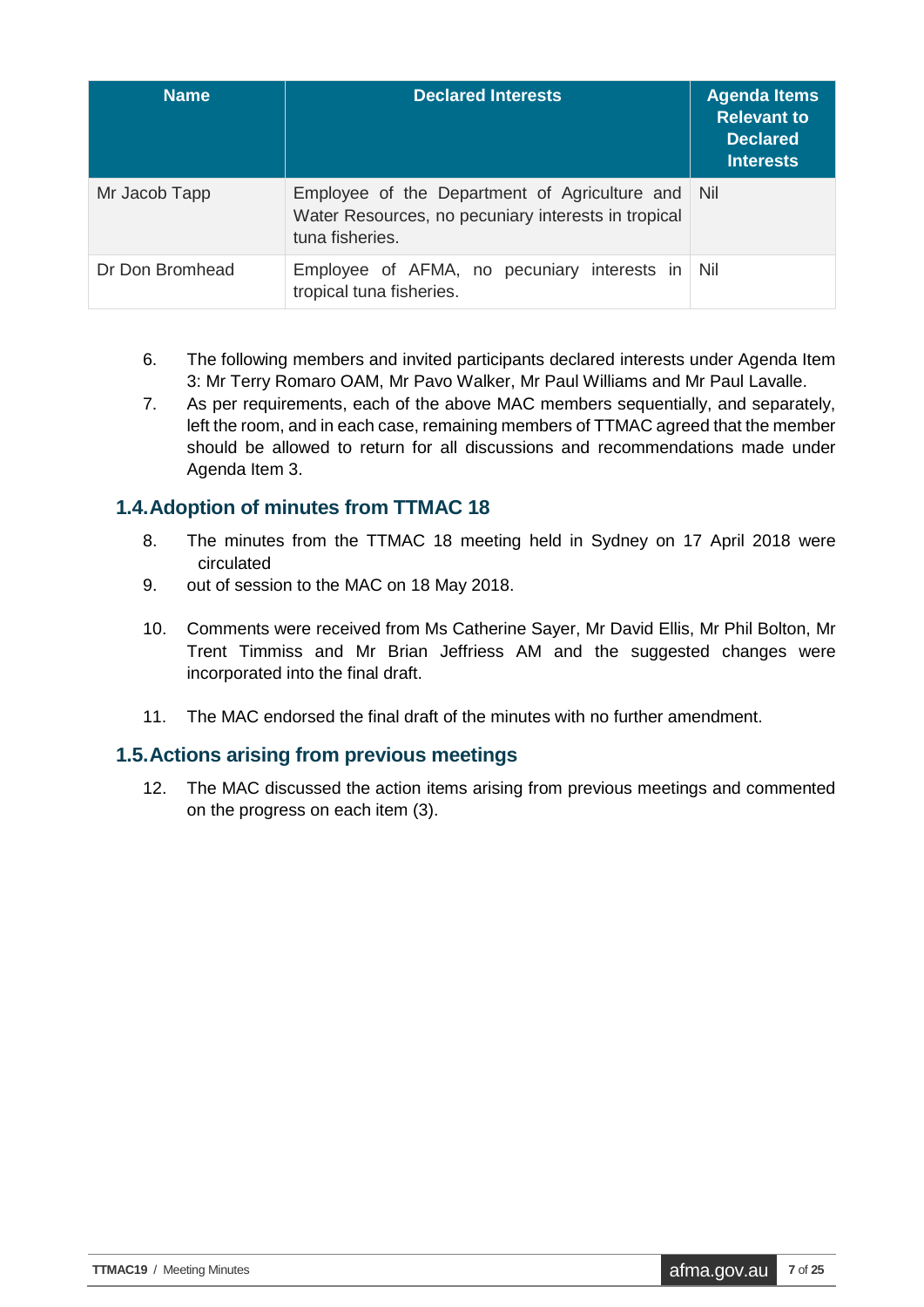| Name | Declared Interests | Agenda Items Relevant to Declared Interests |
|---|---|---|
| Mr Jacob Tapp | Employee of the Department of Agriculture and Water Resources, no pecuniary interests in tropical tuna fisheries. | Nil |
| Dr Don Bromhead | Employee of AFMA, no pecuniary interests in tropical tuna fisheries. | Nil |

6. The following members and invited participants declared interests under Agenda Item 3: Mr Terry Romaro OAM, Mr Pavo Walker, Mr Paul Williams and Mr Paul Lavalle.
7. As per requirements, each of the above MAC members sequentially, and separately, left the room, and in each case, remaining members of TTMAC agreed that the member should be allowed to return for all discussions and recommendations made under Agenda Item 3.

## 1.4. Adoption of minutes from TTMAC 18

8. The minutes from the TTMAC 18 meeting held in Sydney on 17 April 2018 were circulated
9. out of session to the MAC on 18 May 2018.
10. Comments were received from Ms Catherine Sayer, Mr David Ellis, Mr Phil Bolton, Mr Trent Timmiss and Mr Brian Jeffriess AM and the suggested changes were incorporated into the final draft.
11. The MAC endorsed the final draft of the minutes with no further amendment.

## 1.5. Actions arising from previous meetings

12. The MAC discussed the action items arising from previous meetings and commented on the progress on each item (3).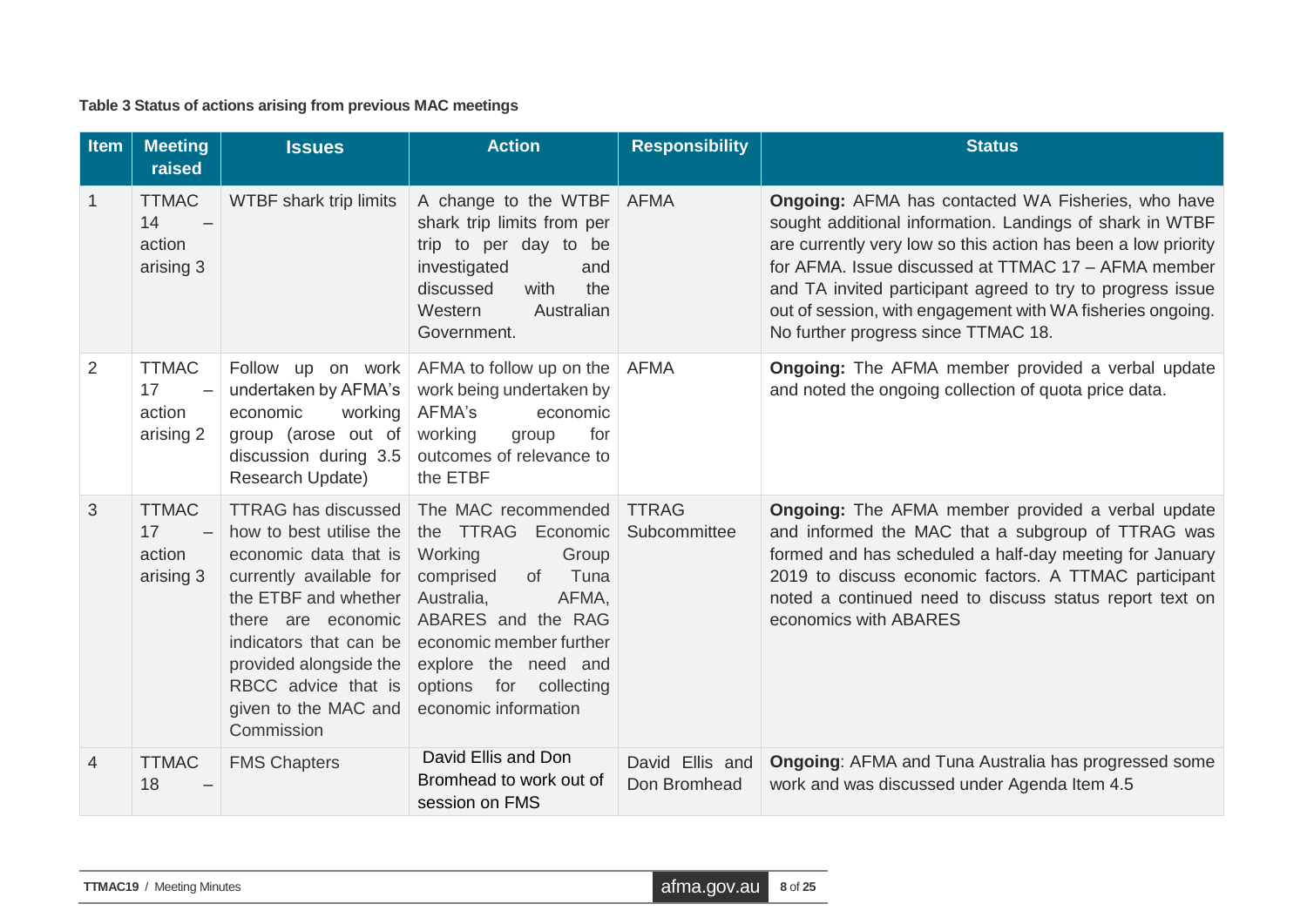**Table 3 Status of actions arising from previous MAC meetings**

| Item | Meeting raised | Issues | Action | Responsibility | Status |
|---|---|---|---|---|---|
| 1 | TTMAC 14 – action arising 3 | WTBF shark trip limits | A change to the WTBF shark trip limits from per trip to per day to be investigated and discussed with the Western Australian Government. | AFMA | **Ongoing:** AFMA has contacted WA Fisheries, who have sought additional information. Landings of shark in WTBF are currently very low so this action has been a low priority for AFMA. Issue discussed at TTMAC 17 – AFMA member and TA invited participant agreed to try to progress issue out of session, with engagement with WA fisheries ongoing. No further progress since TTMAC 18. |
| 2 | TTMAC 17 – action arising 2 | Follow up on work undertaken by AFMA's economic working group (arose out of discussion during 3.5 Research Update) | AFMA to follow up on the work being undertaken by AFMA's economic working group for outcomes of relevance to the ETBF | AFMA | **Ongoing:** The AFMA member provided a verbal update and noted the ongoing collection of quota price data. |
| 3 | TTMAC 17 – action arising 3 | TTRAG has discussed how to best utilise the economic data that is currently available for the ETBF and whether there are economic indicators that can be provided alongside the RBCC advice that is given to the MAC and Commission | The MAC recommended the TTRAG Economic Working Group comprised of Tuna Australia, AFMA, ABARES and the RAG economic member further explore the need and options for collecting economic information | TTRAG Subcommittee | **Ongoing:** The AFMA member provided a verbal update and informed the MAC that a subgroup of TTRAG was formed and has scheduled a half-day meeting for January 2019 to discuss economic factors. A TTMAC participant noted a continued need to discuss status report text on economics with ABARES |
| 4 | TTMAC 18 – | FMS Chapters | David Ellis and Don Bromhead to work out of session on FMS | David Ellis and Don Bromhead | **Ongoing**: AFMA and Tuna Australia has progressed some work and was discussed under Agenda Item 4.5 |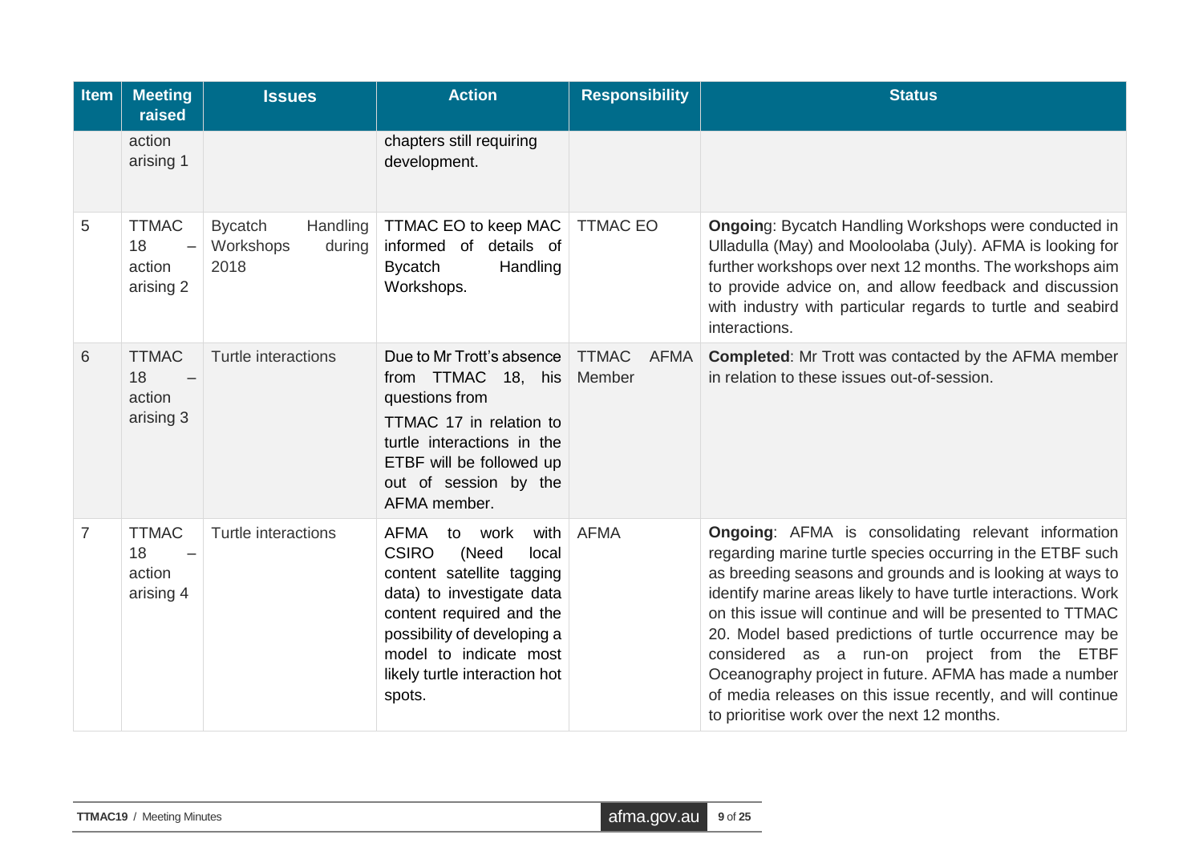| Item | Meeting raised | Issues | Action | Responsibility | Status |
|---|---|---|---|---|---|
| | action arising 1 | | chapters still requiring development. | | |
| 5 | TTMAC 18 – action arising 2 | Bycatch Handling Workshops during 2018 | TTMAC EO to keep MAC informed of details of Bycatch Handling Workshops. | TTMAC EO | **Ongoin**g: Bycatch Handling Workshops were conducted in Ulladulla (May) and Mooloolaba (July). AFMA is looking for further workshops over next 12 months. The workshops aim to provide advice on, and allow feedback and discussion with industry with particular regards to turtle and seabird interactions. |
| 6 | TTMAC 18 – action arising 3 | Turtle interactions | Due to Mr Trott's absence from TTMAC 18, his questions from TTMAC 17 in relation to turtle interactions in the ETBF will be followed up out of session by the AFMA member. | TTMAC AFMA Member | **Completed**: Mr Trott was contacted by the AFMA member in relation to these issues out-of-session. |
| 7 | TTMAC 18 – action arising 4 | Turtle interactions | AFMA to work with CSIRO (Need local content satellite tagging data) to investigate data content required and the possibility of developing a model to indicate most likely turtle interaction hot spots. | AFMA | **Ongoing**: AFMA is consolidating relevant information regarding marine turtle species occurring in the ETBF such as breeding seasons and grounds and is looking at ways to identify marine areas likely to have turtle interactions. Work on this issue will continue and will be presented to TTMAC 20. Model based predictions of turtle occurrence may be considered as a run-on project from the ETBF Oceanography project in future. AFMA has made a number of media releases on this issue recently, and will continue to prioritise work over the next 12 months. |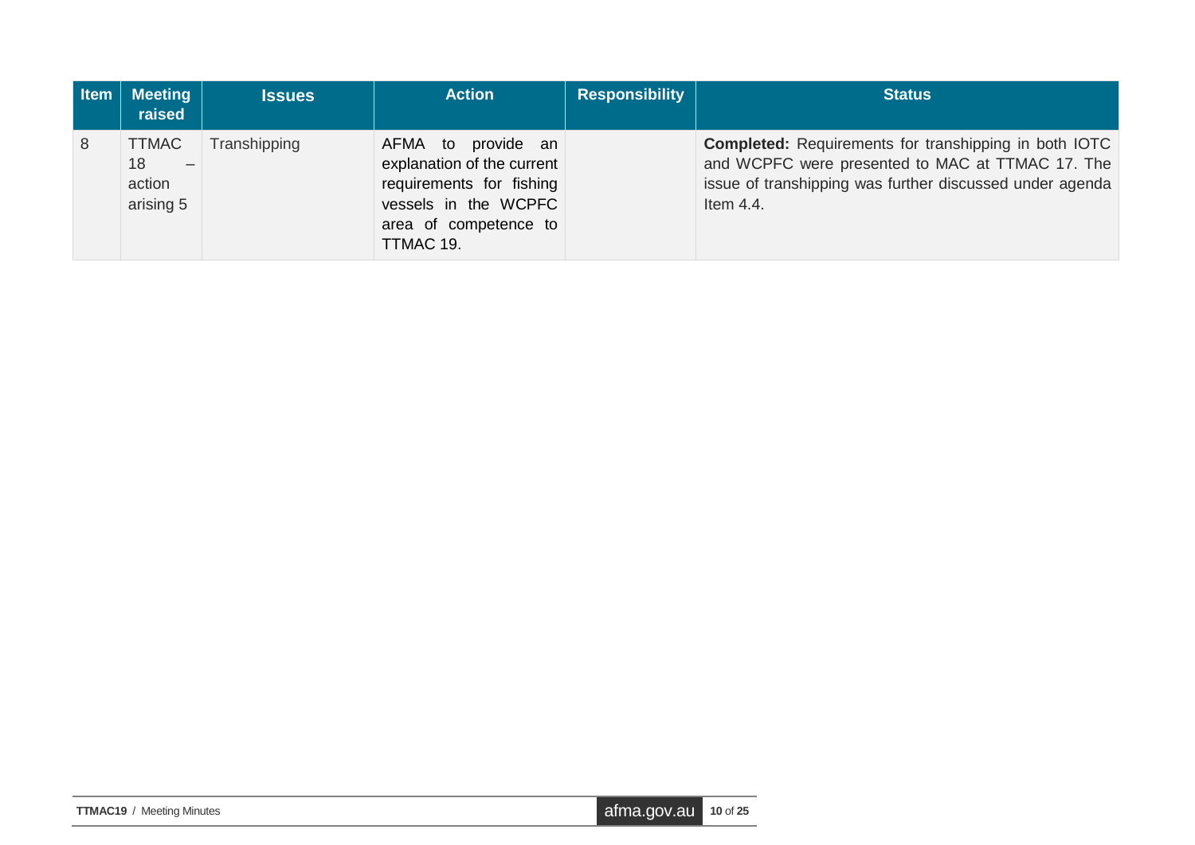| Item | Meeting raised | Issues | Action | Responsibility | Status |
|---|---|---|---|---|---|
| 8 | TTMAC 18 – action arising 5 | Transhipping | AFMA to provide an explanation of the current requirements for fishing vessels in the WCPFC area of competence to TTMAC 19. | | **Completed:** Requirements for transhipping in both IOTC and WCPFC were presented to MAC at TTMAC 17. The issue of transhipping was further discussed under agenda Item 4.4. |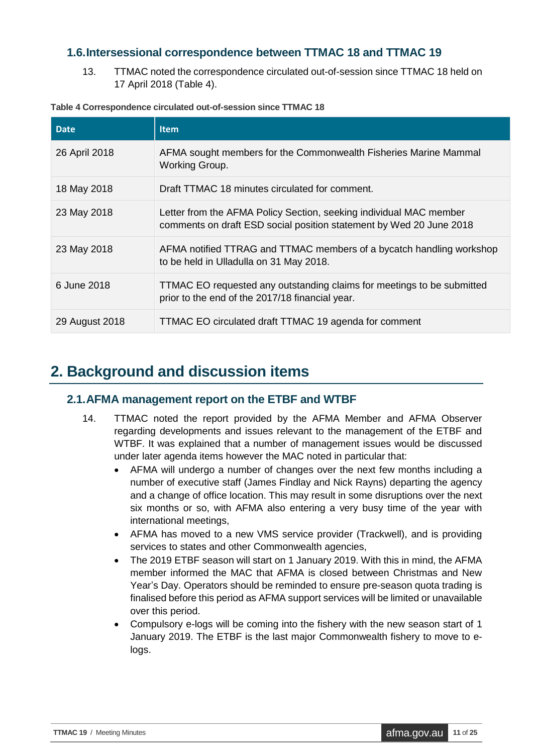### 1.6. Intersessional correspondence between TTMAC 18 and TTMAC 19

13. TTMAC noted the correspondence circulated out-of-session since TTMAC 18 held on 17 April 2018 (Table 4).

**Table 4 Correspondence circulated out-of-session since TTMAC 18**

| Date | Item |
|---|---|
| 26 April 2018 | AFMA sought members for the Commonwealth Fisheries Marine Mammal Working Group. |
| 18 May 2018 | Draft TTMAC 18 minutes circulated for comment. |
| 23 May 2018 | Letter from the AFMA Policy Section, seeking individual MAC member comments on draft ESD social position statement by Wed 20 June 2018 |
| 23 May 2018 | AFMA notified TTRAG and TTMAC members of a bycatch handling workshop to be held in Ulladulla on 31 May 2018. |
| 6 June 2018 | TTMAC EO requested any outstanding claims for meetings to be submitted prior to the end of the 2017/18 financial year. |
| 29 August 2018 | TTMAC EO circulated draft TTMAC 19 agenda for comment |

## 2. Background and discussion items

### 2.1. AFMA management report on the ETBF and WTBF

14. TTMAC noted the report provided by the AFMA Member and AFMA Observer regarding developments and issues relevant to the management of the ETBF and WTBF. It was explained that a number of management issues would be discussed under later agenda items however the MAC noted in particular that:
    - AFMA will undergo a number of changes over the next few months including a number of executive staff (James Findlay and Nick Rayns) departing the agency and a change of office location. This may result in some disruptions over the next six months or so, with AFMA also entering a very busy time of the year with international meetings,
    - AFMA has moved to a new VMS service provider (Trackwell), and is providing services to states and other Commonwealth agencies,
    - The 2019 ETBF season will start on 1 January 2019. With this in mind, the AFMA member informed the MAC that AFMA is closed between Christmas and New Year's Day. Operators should be reminded to ensure pre-season quota trading is finalised before this period as AFMA support services will be limited or unavailable over this period.
    - Compulsory e-logs will be coming into the fishery with the new season start of 1 January 2019. The ETBF is the last major Commonwealth fishery to move to e-logs.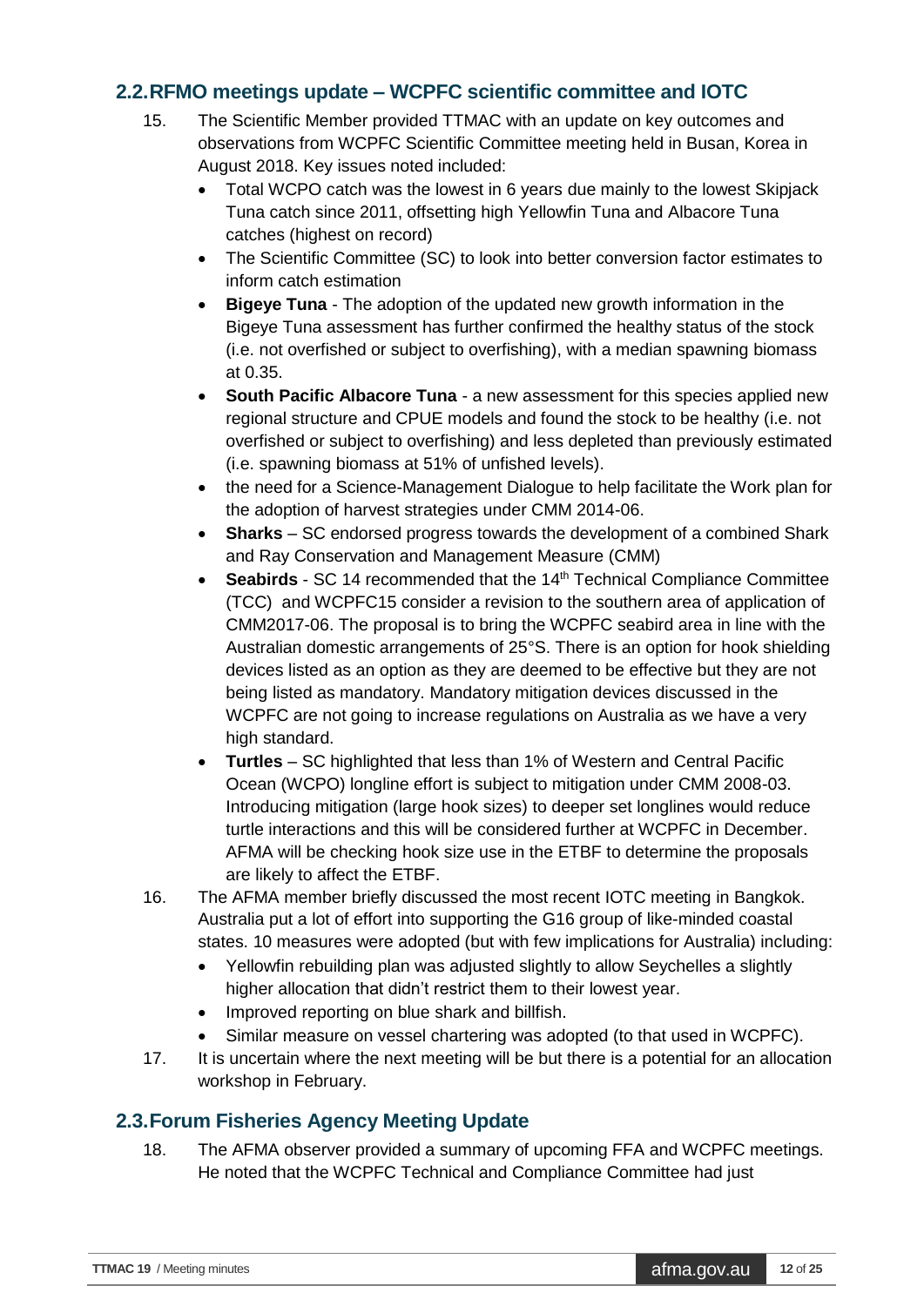## 2.2. RFMO meetings update – WCPFC scientific committee and IOTC

15. The Scientific Member provided TTMAC with an update on key outcomes and observations from WCPFC Scientific Committee meeting held in Busan, Korea in August 2018. Key issues noted included:
    - Total WCPO catch was the lowest in 6 years due mainly to the lowest Skipjack Tuna catch since 2011, offsetting high Yellowfin Tuna and Albacore Tuna catches (highest on record)
    - The Scientific Committee (SC) to look into better conversion factor estimates to inform catch estimation
    - **Bigeye Tuna** - The adoption of the updated new growth information in the Bigeye Tuna assessment has further confirmed the healthy status of the stock (i.e. not overfished or subject to overfishing), with a median spawning biomass at 0.35.
    - **South Pacific Albacore Tuna** - a new assessment for this species applied new regional structure and CPUE models and found the stock to be healthy (i.e. not overfished or subject to overfishing) and less depleted than previously estimated (i.e. spawning biomass at 51% of unfished levels).
    - the need for a Science-Management Dialogue to help facilitate the Work plan for the adoption of harvest strategies under CMM 2014-06.
    - **Sharks** – SC endorsed progress towards the development of a combined Shark and Ray Conservation and Management Measure (CMM)
    - **Seabirds** - SC 14 recommended that the 14th Technical Compliance Committee (TCC) and WCPFC15 consider a revision to the southern area of application of CMM2017-06. The proposal is to bring the WCPFC seabird area in line with the Australian domestic arrangements of 25°S. There is an option for hook shielding devices listed as an option as they are deemed to be effective but they are not being listed as mandatory. Mandatory mitigation devices discussed in the WCPFC are not going to increase regulations on Australia as we have a very high standard.
    - **Turtles** – SC highlighted that less than 1% of Western and Central Pacific Ocean (WCPO) longline effort is subject to mitigation under CMM 2008-03. Introducing mitigation (large hook sizes) to deeper set longlines would reduce turtle interactions and this will be considered further at WCPFC in December. AFMA will be checking hook size use in the ETBF to determine the proposals are likely to affect the ETBF.
16. The AFMA member briefly discussed the most recent IOTC meeting in Bangkok. Australia put a lot of effort into supporting the G16 group of like-minded coastal states. 10 measures were adopted (but with few implications for Australia) including:
    - Yellowfin rebuilding plan was adjusted slightly to allow Seychelles a slightly higher allocation that didn't restrict them to their lowest year.
    - Improved reporting on blue shark and billfish.
    - Similar measure on vessel chartering was adopted (to that used in WCPFC).
17. It is uncertain where the next meeting will be but there is a potential for an allocation workshop in February.

## 2.3. Forum Fisheries Agency Meeting Update

18. The AFMA observer provided a summary of upcoming FFA and WCPFC meetings. He noted that the WCPFC Technical and Compliance Committee had just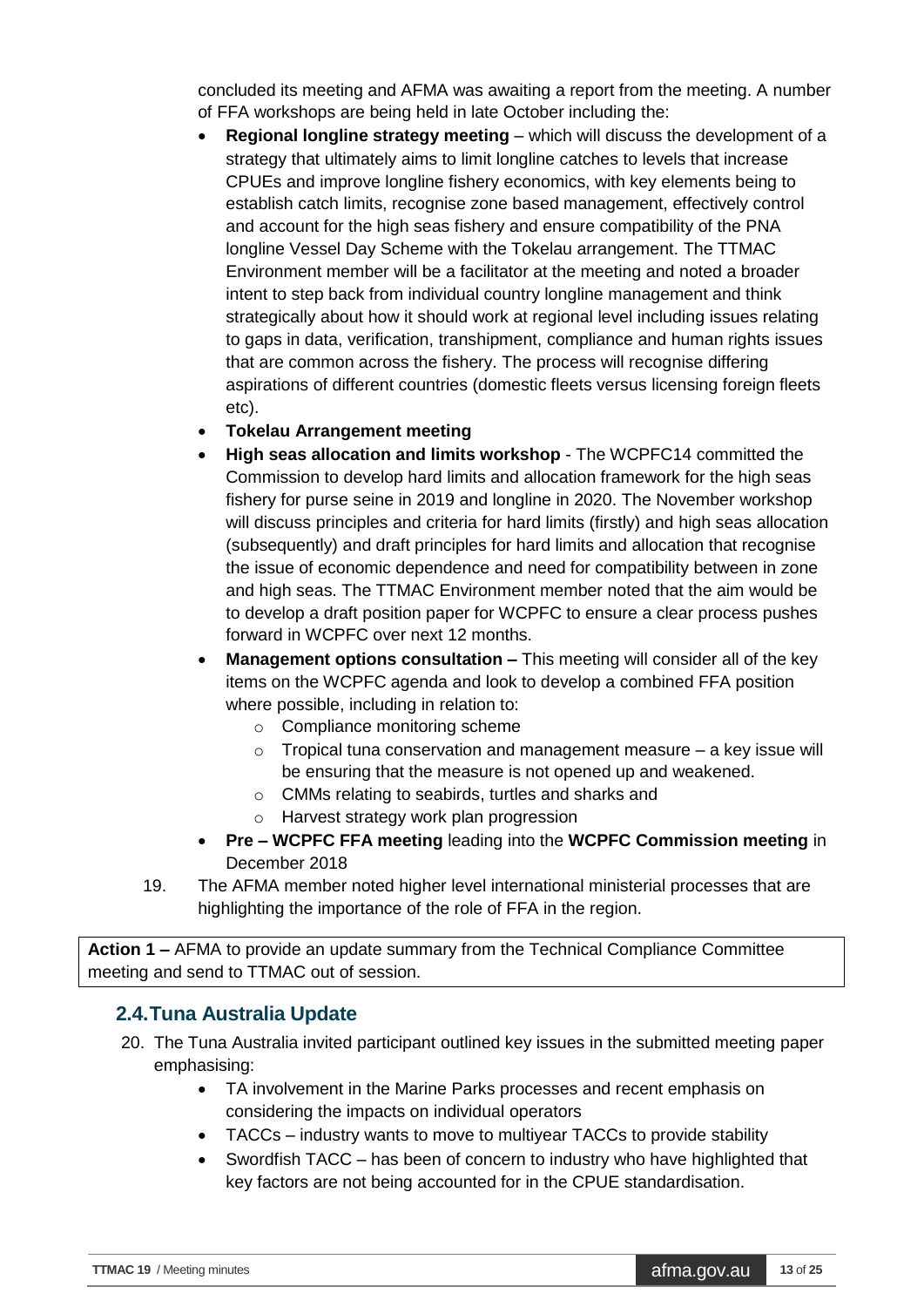concluded its meeting and AFMA was awaiting a report from the meeting. A number of FFA workshops are being held in late October including the:

- **Regional longline strategy meeting** – which will discuss the development of a strategy that ultimately aims to limit longline catches to levels that increase CPUEs and improve longline fishery economics, with key elements being to establish catch limits, recognise zone based management, effectively control and account for the high seas fishery and ensure compatibility of the PNA longline Vessel Day Scheme with the Tokelau arrangement. The TTMAC Environment member will be a facilitator at the meeting and noted a broader intent to step back from individual country longline management and think strategically about how it should work at regional level including issues relating to gaps in data, verification, transhipment, compliance and human rights issues that are common across the fishery. The process will recognise differing aspirations of different countries (domestic fleets versus licensing foreign fleets etc).
- **Tokelau Arrangement meeting**
- **High seas allocation and limits workshop** - The WCPFC14 committed the Commission to develop hard limits and allocation framework for the high seas fishery for purse seine in 2019 and longline in 2020. The November workshop will discuss principles and criteria for hard limits (firstly) and high seas allocation (subsequently) and draft principles for hard limits and allocation that recognise the issue of economic dependence and need for compatibility between in zone and high seas. The TTMAC Environment member noted that the aim would be to develop a draft position paper for WCPFC to ensure a clear process pushes forward in WCPFC over next 12 months.
- **Management options consultation –** This meeting will consider all of the key items on the WCPFC agenda and look to develop a combined FFA position where possible, including in relation to:
  - Compliance monitoring scheme
  - Tropical tuna conservation and management measure – a key issue will be ensuring that the measure is not opened up and weakened.
  - CMMs relating to seabirds, turtles and sharks and
  - Harvest strategy work plan progression
- **Pre – WCPFC FFA meeting** leading into the **WCPFC Commission meeting** in December 2018

19. The AFMA member noted higher level international ministerial processes that are highlighting the importance of the role of FFA in the region.

**Action 1 –** AFMA to provide an update summary from the Technical Compliance Committee meeting and send to TTMAC out of session.

## 2.4. Tuna Australia Update

20. The Tuna Australia invited participant outlined key issues in the submitted meeting paper emphasising:
    - TA involvement in the Marine Parks processes and recent emphasis on considering the impacts on individual operators
    - TACCs – industry wants to move to multiyear TACCs to provide stability
    - Swordfish TACC – has been of concern to industry who have highlighted that key factors are not being accounted for in the CPUE standardisation.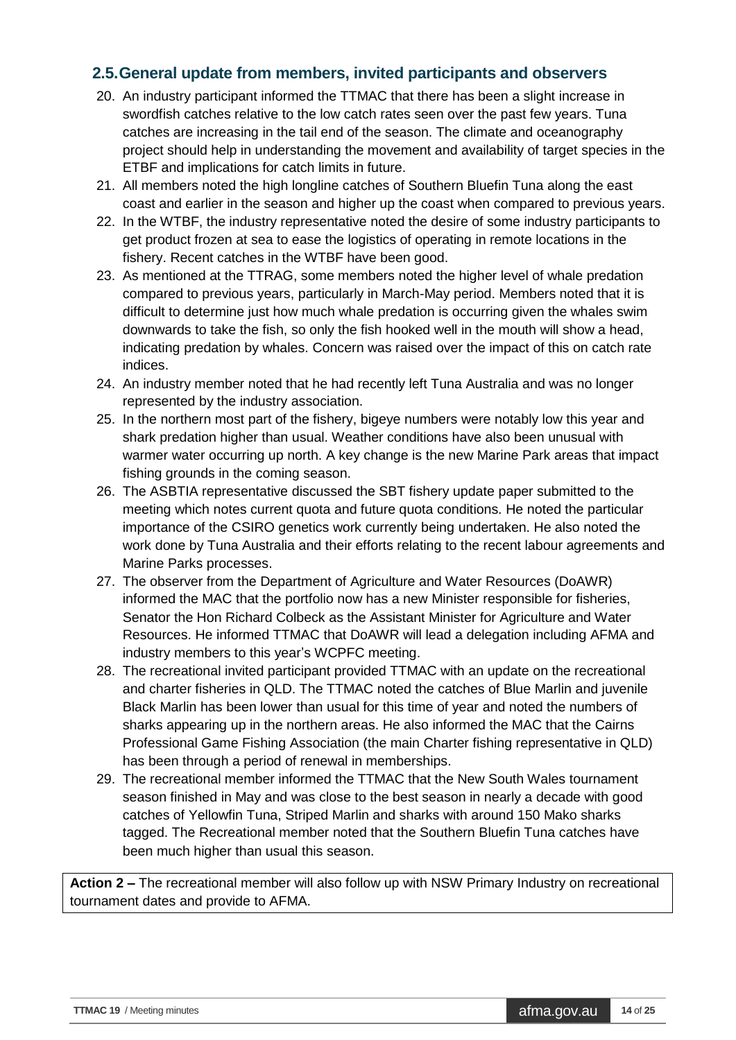## 2.5. General update from members, invited participants and observers

20. An industry participant informed the TTMAC that there has been a slight increase in swordfish catches relative to the low catch rates seen over the past few years. Tuna catches are increasing in the tail end of the season. The climate and oceanography project should help in understanding the movement and availability of target species in the ETBF and implications for catch limits in future.
21. All members noted the high longline catches of Southern Bluefin Tuna along the east coast and earlier in the season and higher up the coast when compared to previous years.
22. In the WTBF, the industry representative noted the desire of some industry participants to get product frozen at sea to ease the logistics of operating in remote locations in the fishery. Recent catches in the WTBF have been good.
23. As mentioned at the TTRAG, some members noted the higher level of whale predation compared to previous years, particularly in March-May period. Members noted that it is difficult to determine just how much whale predation is occurring given the whales swim downwards to take the fish, so only the fish hooked well in the mouth will show a head, indicating predation by whales. Concern was raised over the impact of this on catch rate indices.
24. An industry member noted that he had recently left Tuna Australia and was no longer represented by the industry association.
25. In the northern most part of the fishery, bigeye numbers were notably low this year and shark predation higher than usual. Weather conditions have also been unusual with warmer water occurring up north. A key change is the new Marine Park areas that impact fishing grounds in the coming season.
26. The ASBTIA representative discussed the SBT fishery update paper submitted to the meeting which notes current quota and future quota conditions. He noted the particular importance of the CSIRO genetics work currently being undertaken. He also noted the work done by Tuna Australia and their efforts relating to the recent labour agreements and Marine Parks processes.
27. The observer from the Department of Agriculture and Water Resources (DoAWR) informed the MAC that the portfolio now has a new Minister responsible for fisheries, Senator the Hon Richard Colbeck as the Assistant Minister for Agriculture and Water Resources. He informed TTMAC that DoAWR will lead a delegation including AFMA and industry members to this year's WCPFC meeting.
28. The recreational invited participant provided TTMAC with an update on the recreational and charter fisheries in QLD. The TTMAC noted the catches of Blue Marlin and juvenile Black Marlin has been lower than usual for this time of year and noted the numbers of sharks appearing up in the northern areas. He also informed the MAC that the Cairns Professional Game Fishing Association (the main Charter fishing representative in QLD) has been through a period of renewal in memberships.
29. The recreational member informed the TTMAC that the New South Wales tournament season finished in May and was close to the best season in nearly a decade with good catches of Yellowfin Tuna, Striped Marlin and sharks with around 150 Mako sharks tagged. The Recreational member noted that the Southern Bluefin Tuna catches have been much higher than usual this season.

**Action 2 –** The recreational member will also follow up with NSW Primary Industry on recreational tournament dates and provide to AFMA.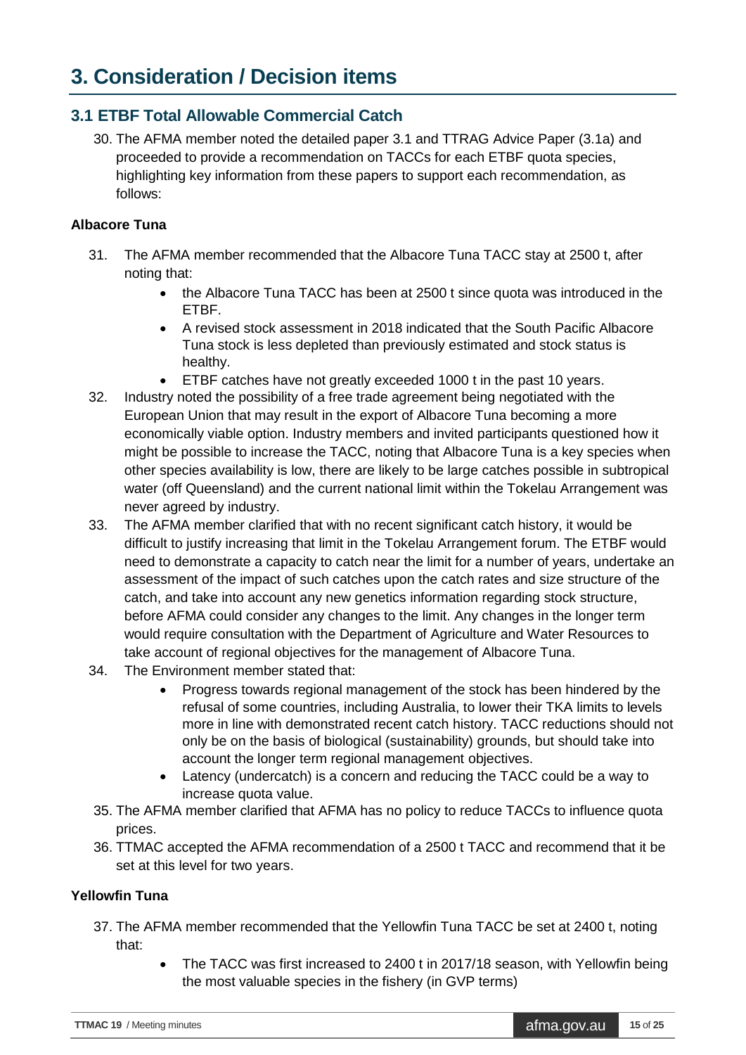# 3. Consideration / Decision items

## 3.1 ETBF Total Allowable Commercial Catch

30. The AFMA member noted the detailed paper 3.1 and TTRAG Advice Paper (3.1a) and proceeded to provide a recommendation on TACCs for each ETBF quota species, highlighting key information from these papers to support each recommendation, as follows:

### Albacore Tuna

31. The AFMA member recommended that the Albacore Tuna TACC stay at 2500 t, after noting that:
    - the Albacore Tuna TACC has been at 2500 t since quota was introduced in the ETBF.
    - A revised stock assessment in 2018 indicated that the South Pacific Albacore Tuna stock is less depleted than previously estimated and stock status is healthy.
    - ETBF catches have not greatly exceeded 1000 t in the past 10 years.
32. Industry noted the possibility of a free trade agreement being negotiated with the European Union that may result in the export of Albacore Tuna becoming a more economically viable option. Industry members and invited participants questioned how it might be possible to increase the TACC, noting that Albacore Tuna is a key species when other species availability is low, there are likely to be large catches possible in subtropical water (off Queensland) and the current national limit within the Tokelau Arrangement was never agreed by industry.
33. The AFMA member clarified that with no recent significant catch history, it would be difficult to justify increasing that limit in the Tokelau Arrangement forum. The ETBF would need to demonstrate a capacity to catch near the limit for a number of years, undertake an assessment of the impact of such catches upon the catch rates and size structure of the catch, and take into account any new genetics information regarding stock structure, before AFMA could consider any changes to the limit. Any changes in the longer term would require consultation with the Department of Agriculture and Water Resources to take account of regional objectives for the management of Albacore Tuna.
34. The Environment member stated that:
    - Progress towards regional management of the stock has been hindered by the refusal of some countries, including Australia, to lower their TKA limits to levels more in line with demonstrated recent catch history. TACC reductions should not only be on the basis of biological (sustainability) grounds, but should take into account the longer term regional management objectives.
    - Latency (undercatch) is a concern and reducing the TACC could be a way to increase quota value.
35. The AFMA member clarified that AFMA has no policy to reduce TACCs to influence quota prices.
36. TTMAC accepted the AFMA recommendation of a 2500 t TACC and recommend that it be set at this level for two years.

### Yellowfin Tuna

37. The AFMA member recommended that the Yellowfin Tuna TACC be set at 2400 t, noting that:
    - The TACC was first increased to 2400 t in 2017/18 season, with Yellowfin being the most valuable species in the fishery (in GVP terms)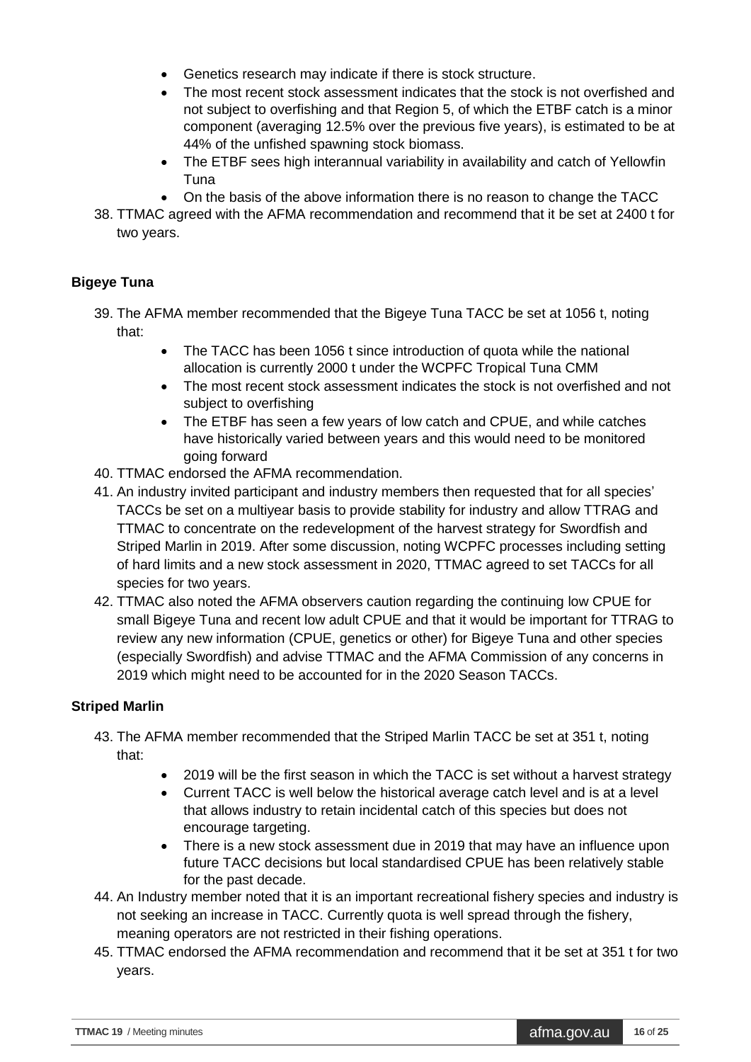- Genetics research may indicate if there is stock structure.
- The most recent stock assessment indicates that the stock is not overfished and not subject to overfishing and that Region 5, of which the ETBF catch is a minor component (averaging 12.5% over the previous five years), is estimated to be at 44% of the unfished spawning stock biomass.
- The ETBF sees high interannual variability in availability and catch of Yellowfin Tuna
- On the basis of the above information there is no reason to change the TACC

38. TTMAC agreed with the AFMA recommendation and recommend that it be set at 2400 t for two years.

### Bigeye Tuna

39. The AFMA member recommended that the Bigeye Tuna TACC be set at 1056 t, noting that:
    - The TACC has been 1056 t since introduction of quota while the national allocation is currently 2000 t under the WCPFC Tropical Tuna CMM
    - The most recent stock assessment indicates the stock is not overfished and not subject to overfishing
    - The ETBF has seen a few years of low catch and CPUE, and while catches have historically varied between years and this would need to be monitored going forward
40. TTMAC endorsed the AFMA recommendation.
41. An industry invited participant and industry members then requested that for all species' TACCs be set on a multiyear basis to provide stability for industry and allow TTRAG and TTMAC to concentrate on the redevelopment of the harvest strategy for Swordfish and Striped Marlin in 2019. After some discussion, noting WCPFC processes including setting of hard limits and a new stock assessment in 2020, TTMAC agreed to set TACCs for all species for two years.
42. TTMAC also noted the AFMA observers caution regarding the continuing low CPUE for small Bigeye Tuna and recent low adult CPUE and that it would be important for TTRAG to review any new information (CPUE, genetics or other) for Bigeye Tuna and other species (especially Swordfish) and advise TTMAC and the AFMA Commission of any concerns in 2019 which might need to be accounted for in the 2020 Season TACCs.

### Striped Marlin

43. The AFMA member recommended that the Striped Marlin TACC be set at 351 t, noting that:
    - 2019 will be the first season in which the TACC is set without a harvest strategy
    - Current TACC is well below the historical average catch level and is at a level that allows industry to retain incidental catch of this species but does not encourage targeting.
    - There is a new stock assessment due in 2019 that may have an influence upon future TACC decisions but local standardised CPUE has been relatively stable for the past decade.
44. An Industry member noted that it is an important recreational fishery species and industry is not seeking an increase in TACC. Currently quota is well spread through the fishery, meaning operators are not restricted in their fishing operations.
45. TTMAC endorsed the AFMA recommendation and recommend that it be set at 351 t for two years.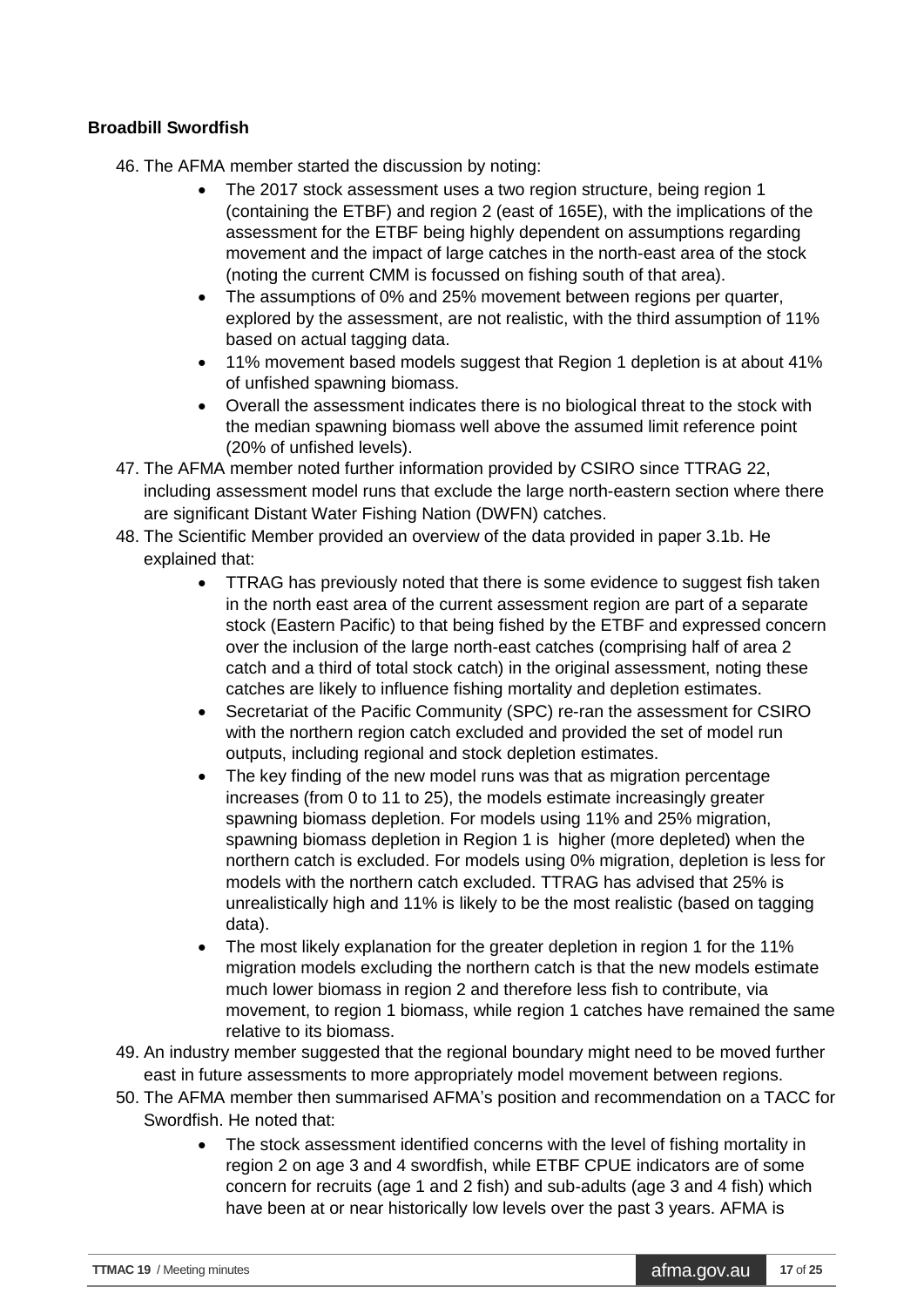**Broadbill Swordfish**

46. The AFMA member started the discussion by noting:
    - The 2017 stock assessment uses a two region structure, being region 1 (containing the ETBF) and region 2 (east of 165E), with the implications of the assessment for the ETBF being highly dependent on assumptions regarding movement and the impact of large catches in the north-east area of the stock (noting the current CMM is focussed on fishing south of that area).
    - The assumptions of 0% and 25% movement between regions per quarter, explored by the assessment, are not realistic, with the third assumption of 11% based on actual tagging data.
    - 11% movement based models suggest that Region 1 depletion is at about 41% of unfished spawning biomass.
    - Overall the assessment indicates there is no biological threat to the stock with the median spawning biomass well above the assumed limit reference point (20% of unfished levels).
47. The AFMA member noted further information provided by CSIRO since TTRAG 22, including assessment model runs that exclude the large north-eastern section where there are significant Distant Water Fishing Nation (DWFN) catches.
48. The Scientific Member provided an overview of the data provided in paper 3.1b. He explained that:
    - TTRAG has previously noted that there is some evidence to suggest fish taken in the north east area of the current assessment region are part of a separate stock (Eastern Pacific) to that being fished by the ETBF and expressed concern over the inclusion of the large north-east catches (comprising half of area 2 catch and a third of total stock catch) in the original assessment, noting these catches are likely to influence fishing mortality and depletion estimates.
    - Secretariat of the Pacific Community (SPC) re-ran the assessment for CSIRO with the northern region catch excluded and provided the set of model run outputs, including regional and stock depletion estimates.
    - The key finding of the new model runs was that as migration percentage increases (from 0 to 11 to 25), the models estimate increasingly greater spawning biomass depletion. For models using 11% and 25% migration, spawning biomass depletion in Region 1 is higher (more depleted) when the northern catch is excluded. For models using 0% migration, depletion is less for models with the northern catch excluded. TTRAG has advised that 25% is unrealistically high and 11% is likely to be the most realistic (based on tagging data).
    - The most likely explanation for the greater depletion in region 1 for the 11% migration models excluding the northern catch is that the new models estimate much lower biomass in region 2 and therefore less fish to contribute, via movement, to region 1 biomass, while region 1 catches have remained the same relative to its biomass.
49. An industry member suggested that the regional boundary might need to be moved further east in future assessments to more appropriately model movement between regions.
50. The AFMA member then summarised AFMA's position and recommendation on a TACC for Swordfish. He noted that:
    - The stock assessment identified concerns with the level of fishing mortality in region 2 on age 3 and 4 swordfish, while ETBF CPUE indicators are of some concern for recruits (age 1 and 2 fish) and sub-adults (age 3 and 4 fish) which have been at or near historically low levels over the past 3 years. AFMA is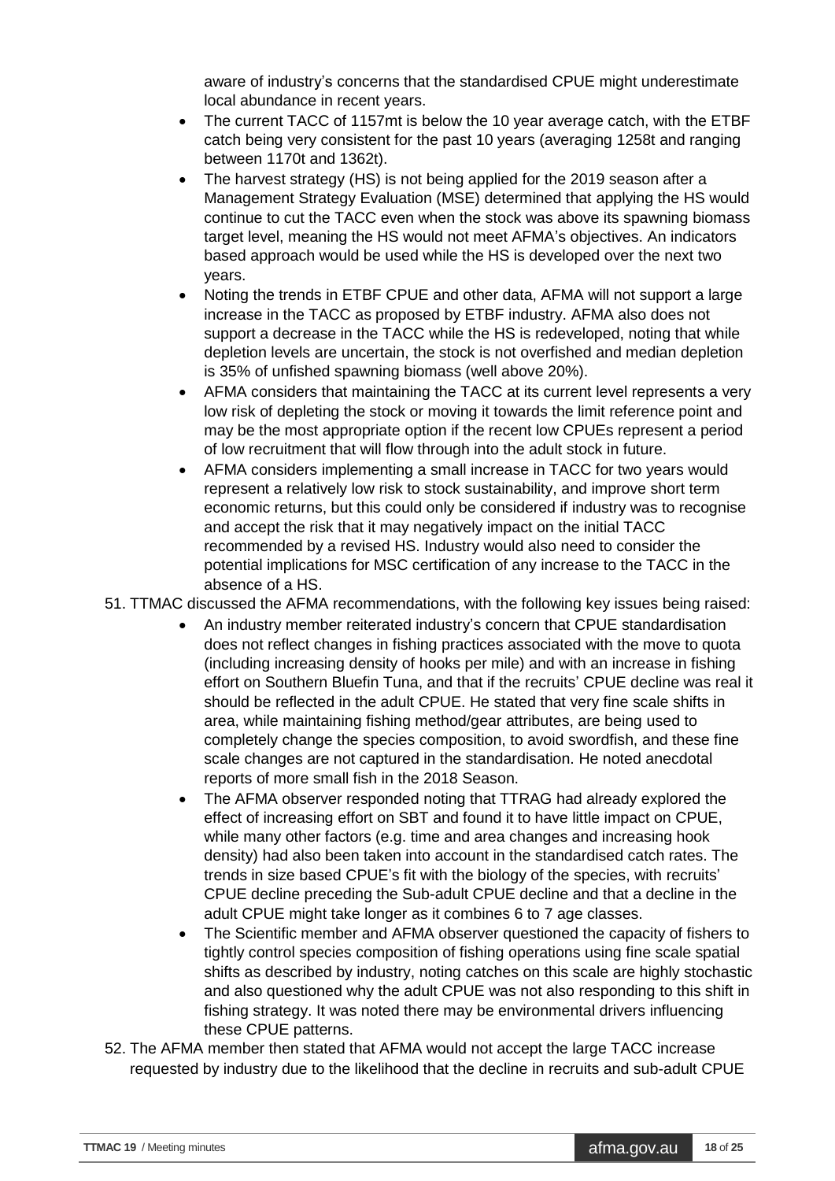aware of industry's concerns that the standardised CPUE might underestimate local abundance in recent years.

- The current TACC of 1157mt is below the 10 year average catch, with the ETBF catch being very consistent for the past 10 years (averaging 1258t and ranging between 1170t and 1362t).
- The harvest strategy (HS) is not being applied for the 2019 season after a Management Strategy Evaluation (MSE) determined that applying the HS would continue to cut the TACC even when the stock was above its spawning biomass target level, meaning the HS would not meet AFMA's objectives. An indicators based approach would be used while the HS is developed over the next two years.
- Noting the trends in ETBF CPUE and other data, AFMA will not support a large increase in the TACC as proposed by ETBF industry. AFMA also does not support a decrease in the TACC while the HS is redeveloped, noting that while depletion levels are uncertain, the stock is not overfished and median depletion is 35% of unfished spawning biomass (well above 20%).
- AFMA considers that maintaining the TACC at its current level represents a very low risk of depleting the stock or moving it towards the limit reference point and may be the most appropriate option if the recent low CPUEs represent a period of low recruitment that will flow through into the adult stock in future.
- AFMA considers implementing a small increase in TACC for two years would represent a relatively low risk to stock sustainability, and improve short term economic returns, but this could only be considered if industry was to recognise and accept the risk that it may negatively impact on the initial TACC recommended by a revised HS. Industry would also need to consider the potential implications for MSC certification of any increase to the TACC in the absence of a HS.

51. TTMAC discussed the AFMA recommendations, with the following key issues being raised:
    - An industry member reiterated industry's concern that CPUE standardisation does not reflect changes in fishing practices associated with the move to quota (including increasing density of hooks per mile) and with an increase in fishing effort on Southern Bluefin Tuna, and that if the recruits' CPUE decline was real it should be reflected in the adult CPUE. He stated that very fine scale shifts in area, while maintaining fishing method/gear attributes, are being used to completely change the species composition, to avoid swordfish, and these fine scale changes are not captured in the standardisation. He noted anecdotal reports of more small fish in the 2018 Season.
    - The AFMA observer responded noting that TTRAG had already explored the effect of increasing effort on SBT and found it to have little impact on CPUE, while many other factors (e.g. time and area changes and increasing hook density) had also been taken into account in the standardised catch rates. The trends in size based CPUE's fit with the biology of the species, with recruits' CPUE decline preceding the Sub-adult CPUE decline and that a decline in the adult CPUE might take longer as it combines 6 to 7 age classes.
    - The Scientific member and AFMA observer questioned the capacity of fishers to tightly control species composition of fishing operations using fine scale spatial shifts as described by industry, noting catches on this scale are highly stochastic and also questioned why the adult CPUE was not also responding to this shift in fishing strategy. It was noted there may be environmental drivers influencing these CPUE patterns.

52. The AFMA member then stated that AFMA would not accept the large TACC increase requested by industry due to the likelihood that the decline in recruits and sub-adult CPUE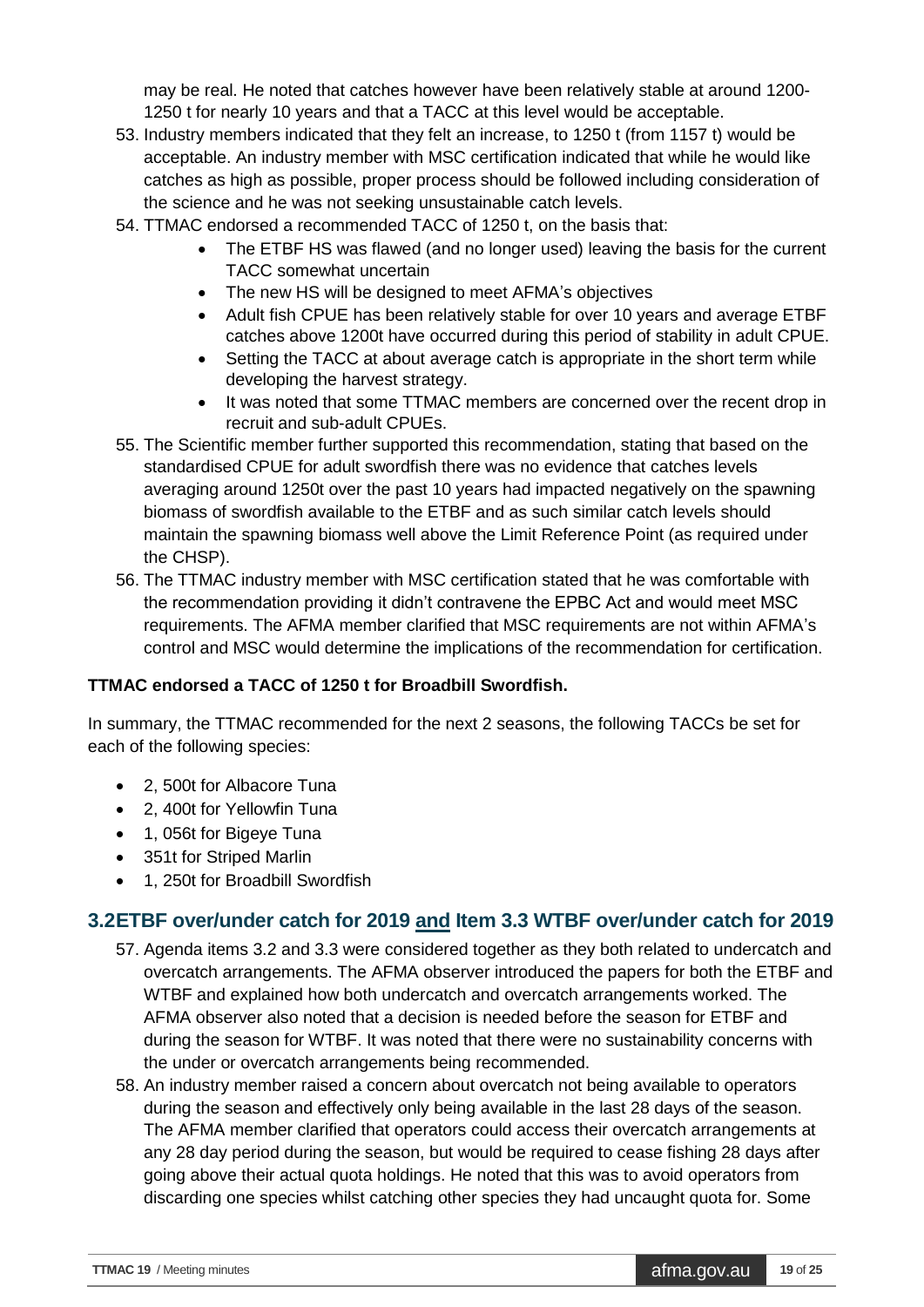may be real. He noted that catches however have been relatively stable at around 1200-1250 t for nearly 10 years and that a TACC at this level would be acceptable.

53. Industry members indicated that they felt an increase, to 1250 t (from 1157 t) would be acceptable. An industry member with MSC certification indicated that while he would like catches as high as possible, proper process should be followed including consideration of the science and he was not seeking unsustainable catch levels.
54. TTMAC endorsed a recommended TACC of 1250 t, on the basis that:
    - The ETBF HS was flawed (and no longer used) leaving the basis for the current TACC somewhat uncertain
    - The new HS will be designed to meet AFMA's objectives
    - Adult fish CPUE has been relatively stable for over 10 years and average ETBF catches above 1200t have occurred during this period of stability in adult CPUE.
    - Setting the TACC at about average catch is appropriate in the short term while developing the harvest strategy.
    - It was noted that some TTMAC members are concerned over the recent drop in recruit and sub-adult CPUEs.
55. The Scientific member further supported this recommendation, stating that based on the standardised CPUE for adult swordfish there was no evidence that catches levels averaging around 1250t over the past 10 years had impacted negatively on the spawning biomass of swordfish available to the ETBF and as such similar catch levels should maintain the spawning biomass well above the Limit Reference Point (as required under the CHSP).
56. The TTMAC industry member with MSC certification stated that he was comfortable with the recommendation providing it didn't contravene the EPBC Act and would meet MSC requirements. The AFMA member clarified that MSC requirements are not within AFMA's control and MSC would determine the implications of the recommendation for certification.

**TTMAC endorsed a TACC of 1250 t for Broadbill Swordfish.**

In summary, the TTMAC recommended for the next 2 seasons, the following TACCs be set for each of the following species:

- 2, 500t for Albacore Tuna
- 2, 400t for Yellowfin Tuna
- 1, 056t for Bigeye Tuna
- 351t for Striped Marlin
- 1, 250t for Broadbill Swordfish

## 3.2ETBF over/under catch for 2019 and Item 3.3 WTBF over/under catch for 2019

57. Agenda items 3.2 and 3.3 were considered together as they both related to undercatch and overcatch arrangements. The AFMA observer introduced the papers for both the ETBF and WTBF and explained how both undercatch and overcatch arrangements worked. The AFMA observer also noted that a decision is needed before the season for ETBF and during the season for WTBF. It was noted that there were no sustainability concerns with the under or overcatch arrangements being recommended.
58. An industry member raised a concern about overcatch not being available to operators during the season and effectively only being available in the last 28 days of the season. The AFMA member clarified that operators could access their overcatch arrangements at any 28 day period during the season, but would be required to cease fishing 28 days after going above their actual quota holdings. He noted that this was to avoid operators from discarding one species whilst catching other species they had uncaught quota for. Some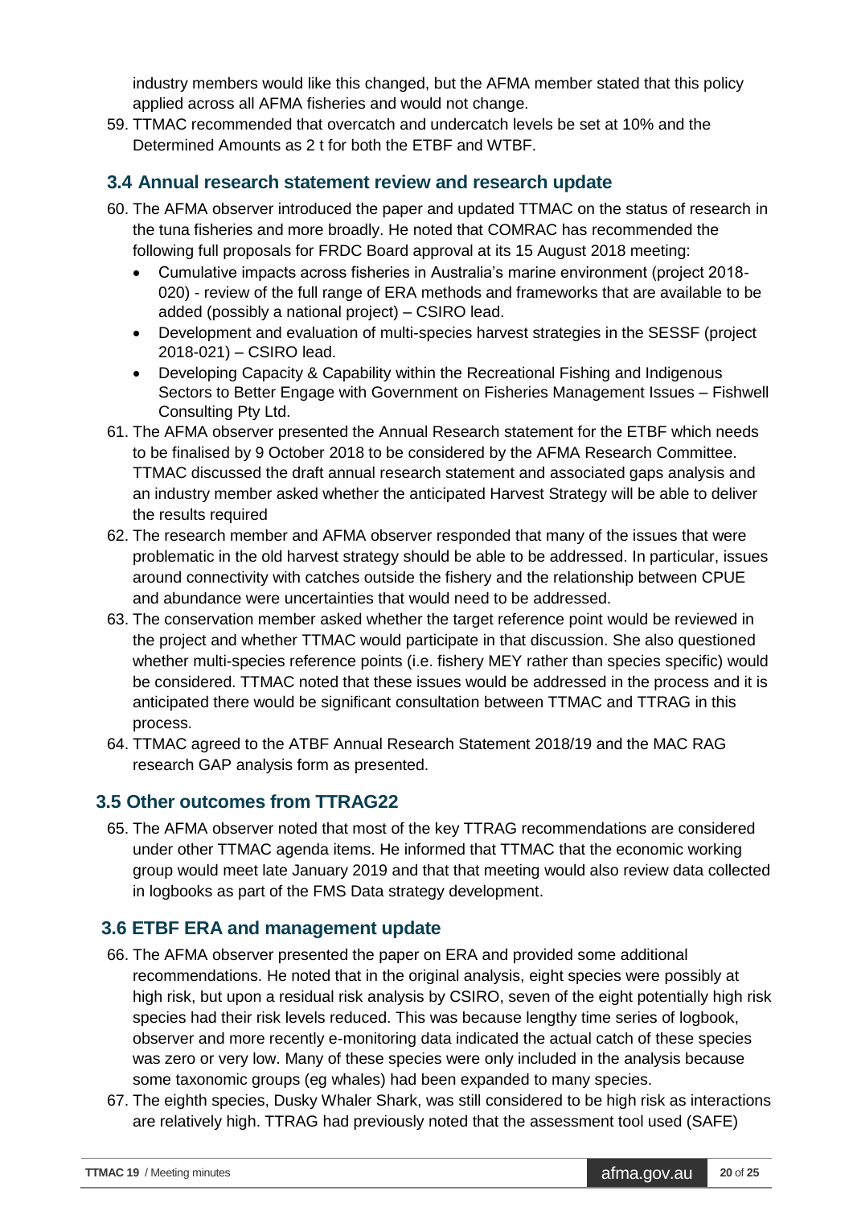industry members would like this changed, but the AFMA member stated that this policy applied across all AFMA fisheries and would not change.

59. TTMAC recommended that overcatch and undercatch levels be set at 10% and the Determined Amounts as 2 t for both the ETBF and WTBF.

## 3.4 Annual research statement review and research update

60. The AFMA observer introduced the paper and updated TTMAC on the status of research in the tuna fisheries and more broadly. He noted that COMRAC has recommended the following full proposals for FRDC Board approval at its 15 August 2018 meeting:
    - Cumulative impacts across fisheries in Australia's marine environment (project 2018-020) - review of the full range of ERA methods and frameworks that are available to be added (possibly a national project) – CSIRO lead.
    - Development and evaluation of multi-species harvest strategies in the SESSF (project 2018-021) – CSIRO lead.
    - Developing Capacity & Capability within the Recreational Fishing and Indigenous Sectors to Better Engage with Government on Fisheries Management Issues – Fishwell Consulting Pty Ltd.
61. The AFMA observer presented the Annual Research statement for the ETBF which needs to be finalised by 9 October 2018 to be considered by the AFMA Research Committee. TTMAC discussed the draft annual research statement and associated gaps analysis and an industry member asked whether the anticipated Harvest Strategy will be able to deliver the results required
62. The research member and AFMA observer responded that many of the issues that were problematic in the old harvest strategy should be able to be addressed. In particular, issues around connectivity with catches outside the fishery and the relationship between CPUE and abundance were uncertainties that would need to be addressed.
63. The conservation member asked whether the target reference point would be reviewed in the project and whether TTMAC would participate in that discussion. She also questioned whether multi-species reference points (i.e. fishery MEY rather than species specific) would be considered. TTMAC noted that these issues would be addressed in the process and it is anticipated there would be significant consultation between TTMAC and TTRAG in this process.
64. TTMAC agreed to the ATBF Annual Research Statement 2018/19 and the MAC RAG research GAP analysis form as presented.

## 3.5 Other outcomes from TTRAG22

65. The AFMA observer noted that most of the key TTRAG recommendations are considered under other TTMAC agenda items. He informed that TTMAC that the economic working group would meet late January 2019 and that that meeting would also review data collected in logbooks as part of the FMS Data strategy development.

## 3.6 ETBF ERA and management update

66. The AFMA observer presented the paper on ERA and provided some additional recommendations. He noted that in the original analysis, eight species were possibly at high risk, but upon a residual risk analysis by CSIRO, seven of the eight potentially high risk species had their risk levels reduced. This was because lengthy time series of logbook, observer and more recently e-monitoring data indicated the actual catch of these species was zero or very low. Many of these species were only included in the analysis because some taxonomic groups (eg whales) had been expanded to many species.
67. The eighth species, Dusky Whaler Shark, was still considered to be high risk as interactions are relatively high. TTRAG had previously noted that the assessment tool used (SAFE)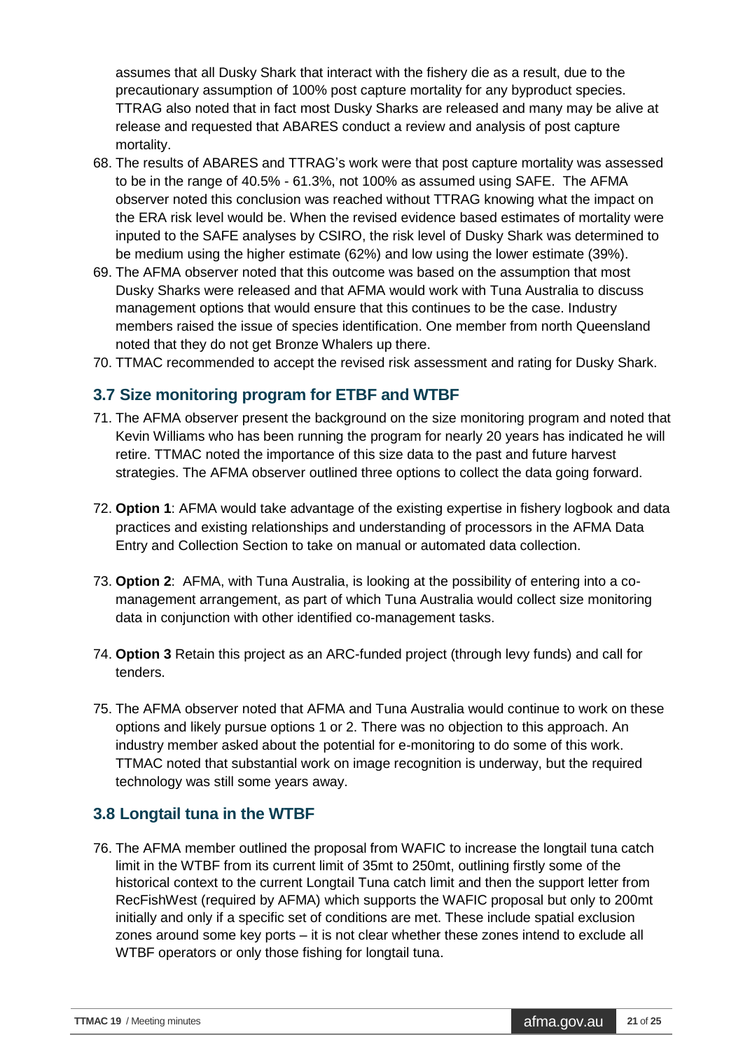assumes that all Dusky Shark that interact with the fishery die as a result, due to the precautionary assumption of 100% post capture mortality for any byproduct species. TTRAG also noted that in fact most Dusky Sharks are released and many may be alive at release and requested that ABARES conduct a review and analysis of post capture mortality.

68. The results of ABARES and TTRAG's work were that post capture mortality was assessed to be in the range of 40.5% - 61.3%, not 100% as assumed using SAFE. The AFMA observer noted this conclusion was reached without TTRAG knowing what the impact on the ERA risk level would be. When the revised evidence based estimates of mortality were inputed to the SAFE analyses by CSIRO, the risk level of Dusky Shark was determined to be medium using the higher estimate (62%) and low using the lower estimate (39%).
69. The AFMA observer noted that this outcome was based on the assumption that most Dusky Sharks were released and that AFMA would work with Tuna Australia to discuss management options that would ensure that this continues to be the case. Industry members raised the issue of species identification. One member from north Queensland noted that they do not get Bronze Whalers up there.
70. TTMAC recommended to accept the revised risk assessment and rating for Dusky Shark.

## 3.7 Size monitoring program for ETBF and WTBF

71. The AFMA observer present the background on the size monitoring program and noted that Kevin Williams who has been running the program for nearly 20 years has indicated he will retire. TTMAC noted the importance of this size data to the past and future harvest strategies. The AFMA observer outlined three options to collect the data going forward.
72. **Option 1**: AFMA would take advantage of the existing expertise in fishery logbook and data practices and existing relationships and understanding of processors in the AFMA Data Entry and Collection Section to take on manual or automated data collection.
73. **Option 2**: AFMA, with Tuna Australia, is looking at the possibility of entering into a co-management arrangement, as part of which Tuna Australia would collect size monitoring data in conjunction with other identified co-management tasks.
74. **Option 3** Retain this project as an ARC-funded project (through levy funds) and call for tenders.
75. The AFMA observer noted that AFMA and Tuna Australia would continue to work on these options and likely pursue options 1 or 2. There was no objection to this approach. An industry member asked about the potential for e-monitoring to do some of this work. TTMAC noted that substantial work on image recognition is underway, but the required technology was still some years away.

## 3.8 Longtail tuna in the WTBF

76. The AFMA member outlined the proposal from WAFIC to increase the longtail tuna catch limit in the WTBF from its current limit of 35mt to 250mt, outlining firstly some of the historical context to the current Longtail Tuna catch limit and then the support letter from RecFishWest (required by AFMA) which supports the WAFIC proposal but only to 200mt initially and only if a specific set of conditions are met. These include spatial exclusion zones around some key ports – it is not clear whether these zones intend to exclude all WTBF operators or only those fishing for longtail tuna.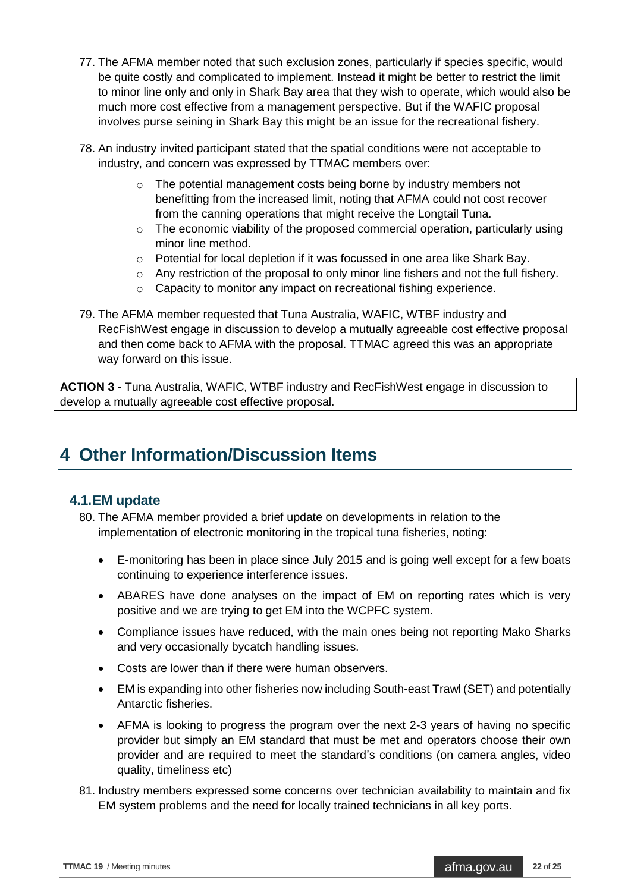77. The AFMA member noted that such exclusion zones, particularly if species specific, would be quite costly and complicated to implement. Instead it might be better to restrict the limit to minor line only and only in Shark Bay area that they wish to operate, which would also be much more cost effective from a management perspective. But if the WAFIC proposal involves purse seining in Shark Bay this might be an issue for the recreational fishery.

78. An industry invited participant stated that the spatial conditions were not acceptable to industry, and concern was expressed by TTMAC members over:
    - The potential management costs being borne by industry members not benefitting from the increased limit, noting that AFMA could not cost recover from the canning operations that might receive the Longtail Tuna.
    - The economic viability of the proposed commercial operation, particularly using minor line method.
    - Potential for local depletion if it was focussed in one area like Shark Bay.
    - Any restriction of the proposal to only minor line fishers and not the full fishery.
    - Capacity to monitor any impact on recreational fishing experience.

79. The AFMA member requested that Tuna Australia, WAFIC, WTBF industry and RecFishWest engage in discussion to develop a mutually agreeable cost effective proposal and then come back to AFMA with the proposal. TTMAC agreed this was an appropriate way forward on this issue.

**ACTION 3** - Tuna Australia, WAFIC, WTBF industry and RecFishWest engage in discussion to develop a mutually agreeable cost effective proposal.

# 4 Other Information/Discussion Items

## 4.1. EM update

80. The AFMA member provided a brief update on developments in relation to the implementation of electronic monitoring in the tropical tuna fisheries, noting:
    - E-monitoring has been in place since July 2015 and is going well except for a few boats continuing to experience interference issues.
    - ABARES have done analyses on the impact of EM on reporting rates which is very positive and we are trying to get EM into the WCPFC system.
    - Compliance issues have reduced, with the main ones being not reporting Mako Sharks and very occasionally bycatch handling issues.
    - Costs are lower than if there were human observers.
    - EM is expanding into other fisheries now including South-east Trawl (SET) and potentially Antarctic fisheries.
    - AFMA is looking to progress the program over the next 2-3 years of having no specific provider but simply an EM standard that must be met and operators choose their own provider and are required to meet the standard's conditions (on camera angles, video quality, timeliness etc)

81. Industry members expressed some concerns over technician availability to maintain and fix EM system problems and the need for locally trained technicians in all key ports.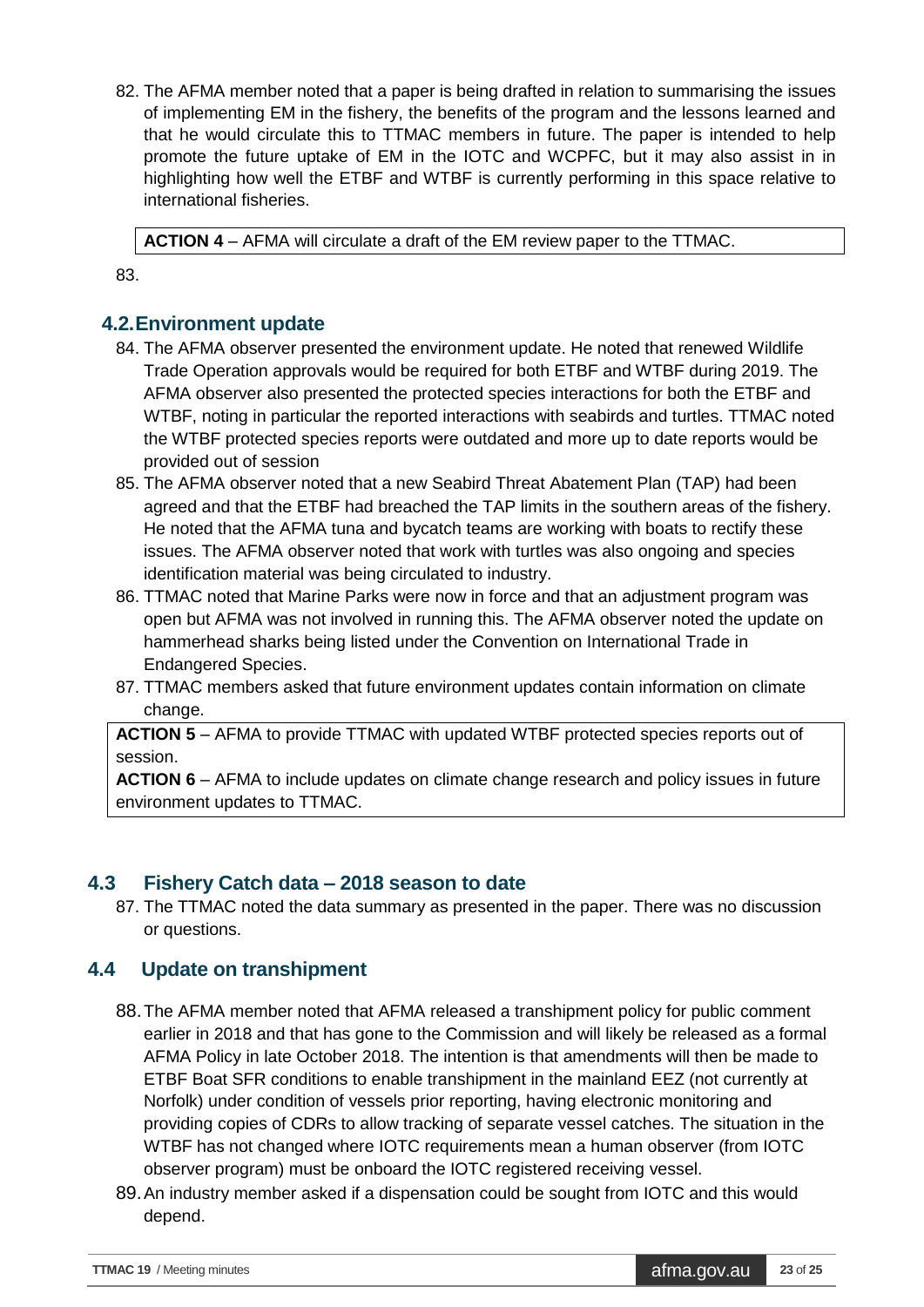82. The AFMA member noted that a paper is being drafted in relation to summarising the issues of implementing EM in the fishery, the benefits of the program and the lessons learned and that he would circulate this to TTMAC members in future. The paper is intended to help promote the future uptake of EM in the IOTC and WCPFC, but it may also assist in in highlighting how well the ETBF and WTBF is currently performing in this space relative to international fisheries.

**ACTION 4** – AFMA will circulate a draft of the EM review paper to the TTMAC.

83.

## 4.2. Environment update

84. The AFMA observer presented the environment update. He noted that renewed Wildlife Trade Operation approvals would be required for both ETBF and WTBF during 2019. The AFMA observer also presented the protected species interactions for both the ETBF and WTBF, noting in particular the reported interactions with seabirds and turtles. TTMAC noted the WTBF protected species reports were outdated and more up to date reports would be provided out of session
85. The AFMA observer noted that a new Seabird Threat Abatement Plan (TAP) had been agreed and that the ETBF had breached the TAP limits in the southern areas of the fishery. He noted that the AFMA tuna and bycatch teams are working with boats to rectify these issues. The AFMA observer noted that work with turtles was also ongoing and species identification material was being circulated to industry.
86. TTMAC noted that Marine Parks were now in force and that an adjustment program was open but AFMA was not involved in running this. The AFMA observer noted the update on hammerhead sharks being listed under the Convention on International Trade in Endangered Species.
87. TTMAC members asked that future environment updates contain information on climate change.

**ACTION 5** – AFMA to provide TTMAC with updated WTBF protected species reports out of session.
**ACTION 6** – AFMA to include updates on climate change research and policy issues in future environment updates to TTMAC.

## 4.3 Fishery Catch data – 2018 season to date

87. The TTMAC noted the data summary as presented in the paper. There was no discussion or questions.

## 4.4 Update on transhipment

88. The AFMA member noted that AFMA released a transhipment policy for public comment earlier in 2018 and that has gone to the Commission and will likely be released as a formal AFMA Policy in late October 2018. The intention is that amendments will then be made to ETBF Boat SFR conditions to enable transhipment in the mainland EEZ (not currently at Norfolk) under condition of vessels prior reporting, having electronic monitoring and providing copies of CDRs to allow tracking of separate vessel catches. The situation in the WTBF has not changed where IOTC requirements mean a human observer (from IOTC observer program) must be onboard the IOTC registered receiving vessel.
89. An industry member asked if a dispensation could be sought from IOTC and this would depend.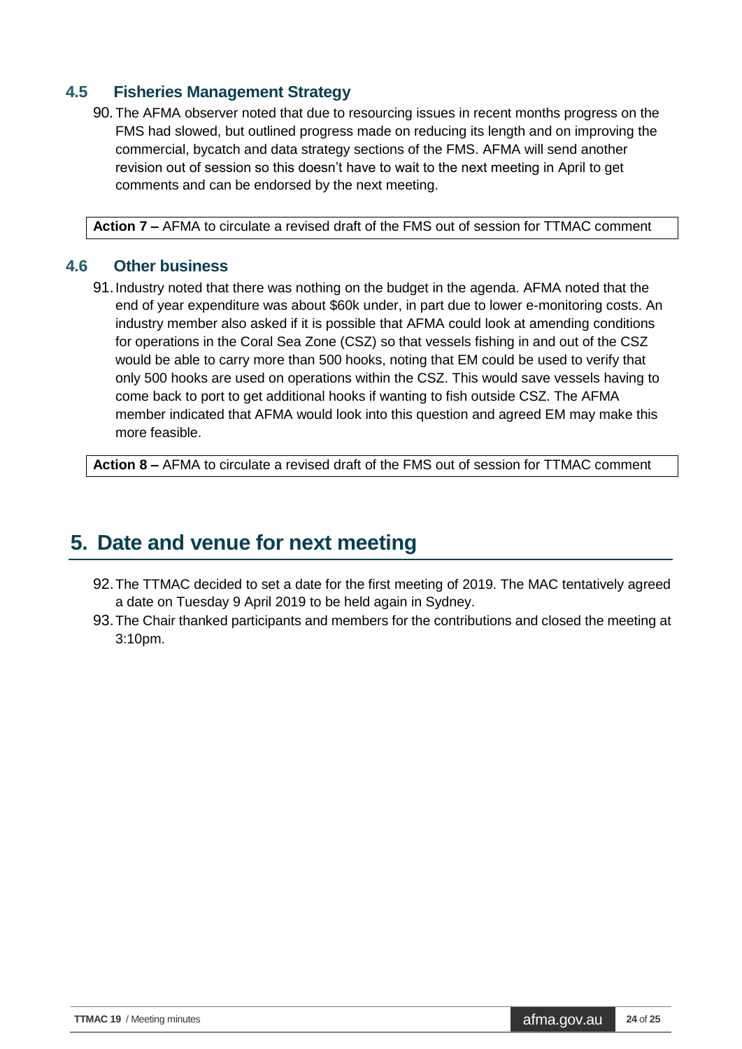### 4.5 Fisheries Management Strategy

90. The AFMA observer noted that due to resourcing issues in recent months progress on the FMS had slowed, but outlined progress made on reducing its length and on improving the commercial, bycatch and data strategy sections of the FMS. AFMA will send another revision out of session so this doesn't have to wait to the next meeting in April to get comments and can be endorsed by the next meeting.

| **Action 7 –** AFMA to circulate a revised draft of the FMS out of session for TTMAC comment |
|---|

### 4.6 Other business

91. Industry noted that there was nothing on the budget in the agenda. AFMA noted that the end of year expenditure was about $60k under, in part due to lower e-monitoring costs. An industry member also asked if it is possible that AFMA could look at amending conditions for operations in the Coral Sea Zone (CSZ) so that vessels fishing in and out of the CSZ would be able to carry more than 500 hooks, noting that EM could be used to verify that only 500 hooks are used on operations within the CSZ. This would save vessels having to come back to port to get additional hooks if wanting to fish outside CSZ. The AFMA member indicated that AFMA would look into this question and agreed EM may make this more feasible.

| **Action 8 –** AFMA to circulate a revised draft of the FMS out of session for TTMAC comment |
|---|

## 5. Date and venue for next meeting

92. The TTMAC decided to set a date for the first meeting of 2019. The MAC tentatively agreed a date on Tuesday 9 April 2019 to be held again in Sydney.
93. The Chair thanked participants and members for the contributions and closed the meeting at 3:10pm.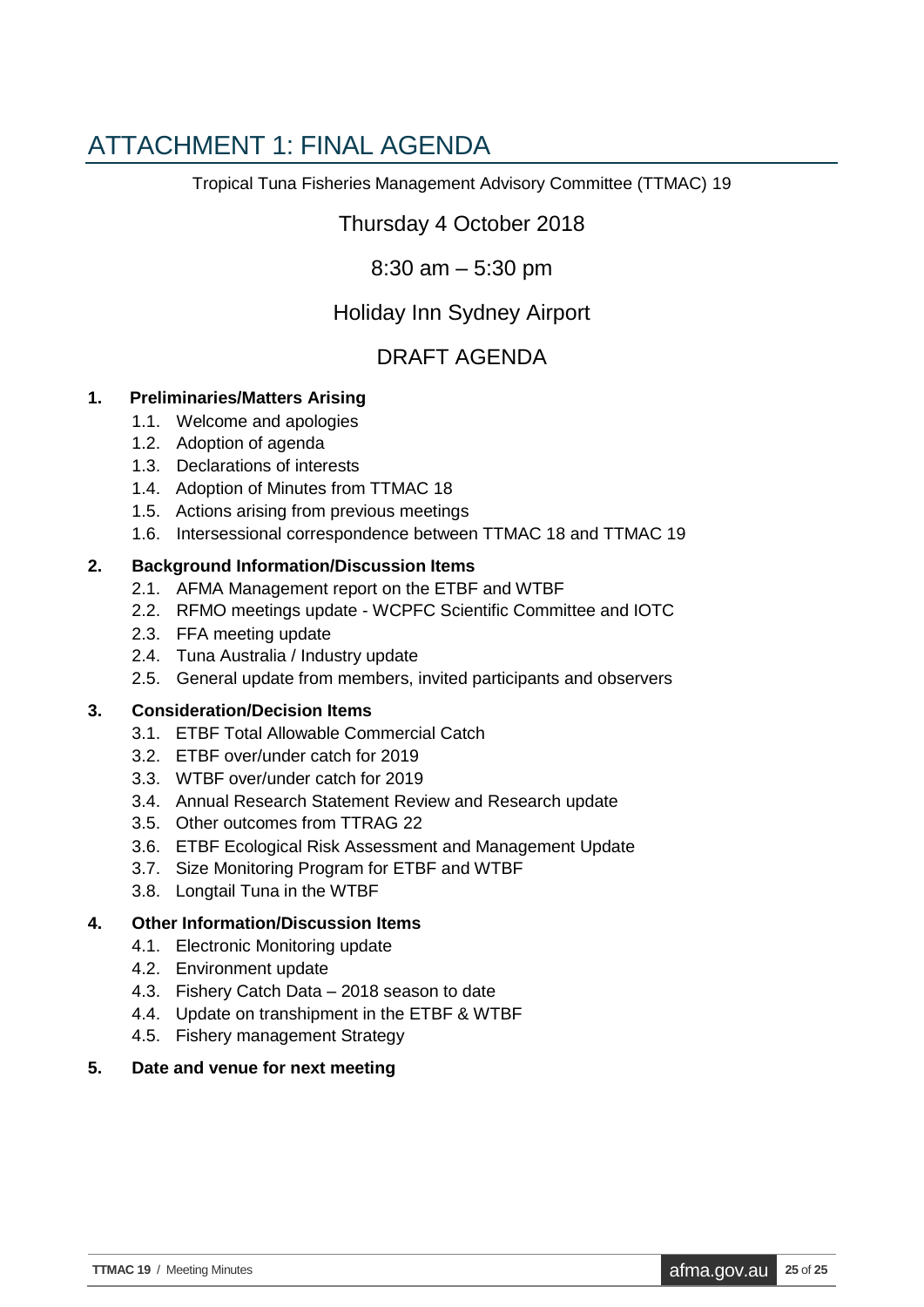# ATTACHMENT 1: FINAL AGENDA

Tropical Tuna Fisheries Management Advisory Committee (TTMAC) 19

Thursday 4 October 2018

8:30 am – 5:30 pm

Holiday Inn Sydney Airport

DRAFT AGENDA

**1. Preliminaries/Matters Arising**

- 1.1. Welcome and apologies
- 1.2. Adoption of agenda
- 1.3. Declarations of interests
- 1.4. Adoption of Minutes from TTMAC 18
- 1.5. Actions arising from previous meetings
- 1.6. Intersessional correspondence between TTMAC 18 and TTMAC 19

**2. Background Information/Discussion Items**

- 2.1. AFMA Management report on the ETBF and WTBF
- 2.2. RFMO meetings update - WCPFC Scientific Committee and IOTC
- 2.3. FFA meeting update
- 2.4. Tuna Australia / Industry update
- 2.5. General update from members, invited participants and observers

**3. Consideration/Decision Items**

- 3.1. ETBF Total Allowable Commercial Catch
- 3.2. ETBF over/under catch for 2019
- 3.3. WTBF over/under catch for 2019
- 3.4. Annual Research Statement Review and Research update
- 3.5. Other outcomes from TTRAG 22
- 3.6. ETBF Ecological Risk Assessment and Management Update
- 3.7. Size Monitoring Program for ETBF and WTBF
- 3.8. Longtail Tuna in the WTBF

**4. Other Information/Discussion Items**

- 4.1. Electronic Monitoring update
- 4.2. Environment update
- 4.3. Fishery Catch Data – 2018 season to date
- 4.4. Update on transhipment in the ETBF & WTBF
- 4.5. Fishery management Strategy

**5. Date and venue for next meeting**